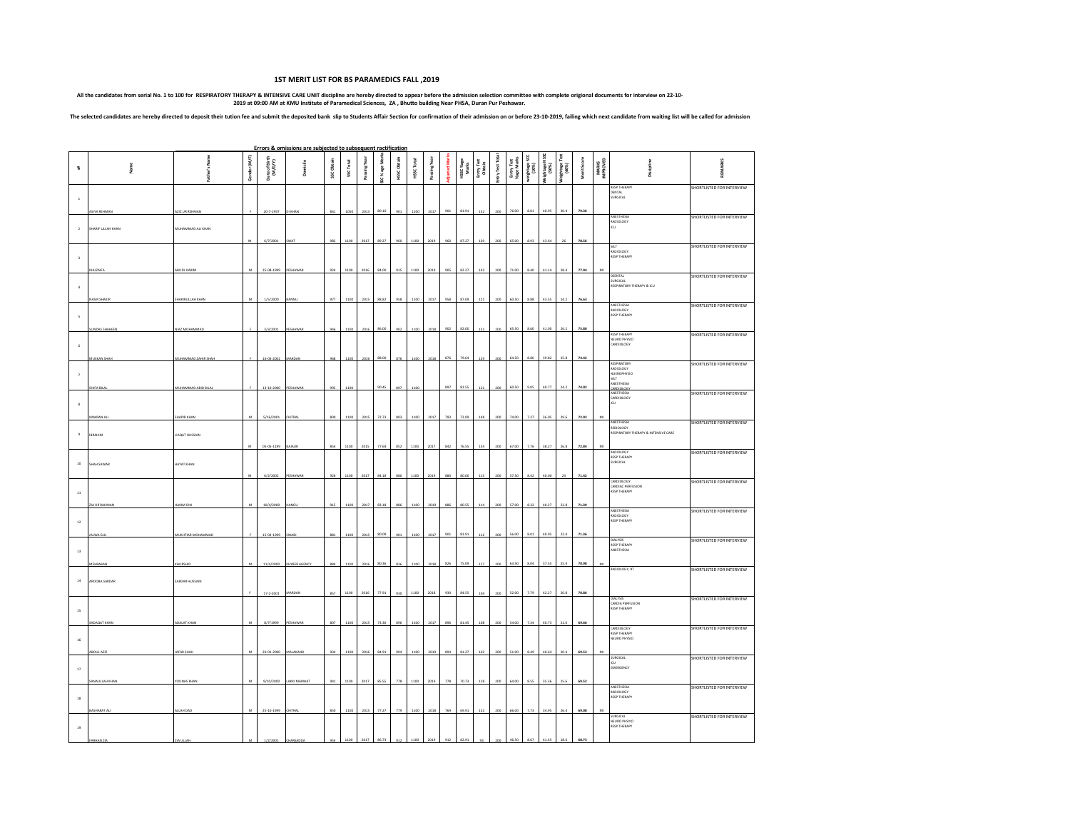# 1ST MERIT LIST FOR BS PARAMEDICS FALL ,2019

**All the candidates from serial No. 1 to 100 for RESPIRATORY THERAPY & INTENSIVE CARE UNIT discipline are hereby directed to appear before the admission selection committee with complete origional documents for interview on 22-10-2019 at 09:00 AM at KMU Institute of Paramedical Sciences, ZA , Bhutto building Near PHSA, Duran Pur Peshawar.**

**The selected candidates are hereby directed to deposit their tution fee and submit the deposited bank slip to Students Affair Section for confirmation of their admission on or before 23-10-2019, failing which next candidate from waiting list will be called for admission**

**Errors & omissions are subjected to subsequent ractification**

| # | Name | Father's Name | Gender (M/F) | Date of Birth (M/D/Y) | Domicile | SSC Obtain | SSC Total | Passing Year | SSC %age Marks | HSSC Obtain | HSSC Total | Passing Year | Adjusted Marks | HSSC %age Marks | Entry Test Obtain | Entry Test Total | Entry Test %age Marks | Weightage SSC (10%) | Weightage HSSC (50%) | Weightage Test (40%) | Merit Score | MARKS IMPROVED | Discipline | REMARKS |
|---|---|---|---|---|---|---|---|---|---|---|---|---|---|---|---|---|---|---|---|---|---|---|---|---|
| 1 | ASIYA REHMAN | AZIZ UR REHMAN | F | 20-7-1997 | DI KHAN | 841 | 1050 | 2013 | 80.10 | 901 | 1100 | 2017 | 901 | 81.91 | 152 | 200 | 76.00 | 8.01 | 40.95 | 30.4 | 79.36 | | RESP THERAPY DENTAL SURGICAL | SHORTLISTED FOR INTERVIEW |
| 2 | SHARIF ULLAH KHAN | MUHAMMAD ALI KHAN | M | 6/7/2001 | SWAT | 982 | 1100 | 2017 | 89.27 | 960 | 1100 | 2019 | 960 | 87.27 | 130 | 200 | 65.00 | 8.93 | 43.64 | 26 | 78.56 | | ANESTHESIA RADIOLOGY ICU | SHORTLISTED FOR INTERVIEW |
| 3 | KHUZAIFA | ABUDL KARIM | M | 25-08-1999 | PESHAWAR | 924 | 1100 | 2016 | 84.00 | 915 | 1100 | 2019 | 905 | 82.27 | 142 | 200 | 71.00 | 8.40 | 41.14 | 28.4 | 77.94 | MI | MLT RADIOLOGY RESP THERAPY | SHORTLISTED FOR INTERVIEW |
| 4 | NASIR SHAKIR | SHAKIRULLAH KHAN | M | 1/5/2000 | BANNU | 977 | 1100 | 2015 | 88.82 | 958 | 1100 | 2017 | 958 | 87.09 | 121 | 200 | 60.50 | 8.88 | 43.55 | 24.2 | 76.63 | | DENTAL SURGICAL RESPIRATORY THERAPY & ICU | SHORTLISTED FOR INTERVIEW |
| 5 | SUNDAS SHAHEEN | NIAZ MOHAMMAD | F | 3/3/2001 | PESHAWAR | 946 | 1100 | 2016 | 86.09 | 902 | 1100 | 2018 | 902 | 82.00 | 131 | 200 | 65.50 | 8.60 | 41.00 | 26.2 | 75.80 | | ANESTHESIA RADIOLOGY RESP THERAPY | SHORTLISTED FOR INTERVIEW |
| 6 | MUSKAN SHAH | MUHAMMAD ZAHIR SHAH | F | 16-03-2002 | MARDAN | 968 | 1100 | 2016 | 88.00 | 876 | 1100 | 2018 | 876 | 79.64 | 129 | 200 | 64.50 | 8.80 | 39.82 | 25.8 | 74.42 | | RESP THERAPY NEURO PHYSIO CARDIOLOGY | SHORTLISTED FOR INTERVIEW |
| 7 | SHIFA BILAL | MUHAMMAD ABID BILAL | F | 13-10-2000 | PESHAWAR | 995 | 1100 | | 90.45 | 897 | 1100 | | 897 | 81.55 | 121 | 200 | 60.50 | 9.05 | 40.77 | 24.2 | 74.02 | | RESPIRATORY RADIOLOGY NUEROPHYSIO MLT ANESTHESIA CARDIOLOGY | SHORTLISTED FOR INTERVIEW |
| 8 | KAMRAN ALI | SHAPIR KHAN | M | 5/16/2001 | CHITRAL | 800 | 1100 | 2015 | 72.73 | 803 | 1100 | 2017 | 793 | 72.09 | 148 | 200 | 74.00 | 7.27 | 36.05 | 29.6 | 72.92 | MI | ANESTHESIA CARDIOLOGY ICU | SHORTLISTED FOR INTERVIEW |
| 9 | IBRAHIM | LIAQAT HUSSAIN | M | 05-05-1199 | BAJAUR | 854 | 1100 | 2015 | 77.64 | 852 | 1100 | 2017 | 842 | 76.55 | 134 | 200 | 67.00 | 7.76 | 38.27 | 26.8 | 72.84 | MI | ANESTHESIA RADIOLOGY RESPIRATORY THERAPY & INTENSIVE CARE | SHORTLISTED FOR INTERVIEW |
| 10 | SHAH SAWAR | HAYAT KHAN | M | 6/2/2002 | PESHAWAR | 926 | 1100 | 2017 | 84.18 | 880 | 1100 | 2019 | 880 | 80.00 | 115 | 200 | 57.50 | 8.42 | 40.00 | 23 | 71.42 | | RADIOLOGY RESP THERAPY SURGICAL | SHORTLISTED FOR INTERVIEW |
| 11 | ZIA UR RAHMAN | HAKIM DIN | M | 10/4/2000 | HANGU | 915 | 1100 | 2017 | 83.18 | 886 | 1100 | 2019 | 886 | 80.55 | 114 | 200 | 57.00 | 8.32 | 40.27 | 22.8 | 71.39 | | CARDIOLOGY CARDIAC PERFUSION RESP THERAPY | SHORTLISTED FOR INTERVIEW |
| 12 | JALWA GUL | MUKHTIAR MOHAMMAD | F | 15-03-1999 | SWABI | 881 | 1100 | 2015 | 80.09 | 901 | 1100 | 2017 | 901 | 81.91 | 112 | 200 | 56.00 | 8.01 | 40.95 | 22.4 | 71.36 | | ANESTHESIA RADIOLOGY RESP THERAPY | SHORTLISTED FOR INTERVIEW |
| 13 | MEHRABAN | KHURSHID | M | 11/4/2000 | KHYBER AGENCY | 884 | 1100 | 2016 | 80.36 | 836 | 1100 | 2018 | 826 | 75.09 | 127 | 200 | 63.50 | 8.04 | 37.55 | 25.4 | 70.98 | MI | DIALYSIS RESP THERAPY ANESTHESIA | SHORTLISTED FOR INTERVIEW |
| 14 | ARDOBA SARDAR | SARDAR HUSSAIN | F | 17-2-2001 | MARDAN | 857 | 1100 | 2016 | 77.91 | 930 | 1100 | 2018 | 930 | 84.55 | 104 | 200 | 52.00 | 7.79 | 42.27 | 20.8 | 70.86 | | RADIOLOGY, RT | SHORTLISTED FOR INTERVIEW |
| 15 | SADAQAT KHAN | ADALAT KHAN | M | 8/7/1999 | PESHAWAR | 807 | 1100 | 2015 | 73.36 | 896 | 1100 | 2017 | 896 | 81.45 | 108 | 200 | 54.00 | 7.34 | 40.73 | 21.6 | 69.66 | | DIALYSIS CARDIA PERFUSION RESP THERAPY | SHORTLISTED FOR INTERVIEW |
| 16 | ABDUL AZIZ | JAFAR SHAH | M | 20-01-2000 | MALAKAND | 934 | 1100 | 2016 | 84.91 | 904 | 1100 | 2019 | 894 | 81.27 | 102 | 200 | 51.00 | 8.49 | 40.64 | 20.4 | 69.53 | MI | CARDIOLOGY RESP THERAPY NEURO PHYSIO | SHORTLISTED FOR INTERVIEW |
| 17 | SANAULLAH KHAN | YOUNAS KHAN | M | 9/10/2000 | LAKKI MARWAT | 941 | 1100 | 2017 | 85.55 | 778 | 1100 | 2019 | 778 | 70.73 | 128 | 200 | 64.00 | 8.55 | 35.36 | 25.6 | 69.52 | | SURGICAL ICU EMERGENCY | SHORTLISTED FOR INTERVIEW |
| 18 | BASHARAT ALI | ALLAH DAD | M | 25-10-1999 | CHITRAL | 850 | 1100 | 2015 | 77.27 | 779 | 1100 | 2018 | 769 | 69.91 | 132 | 200 | 66.00 | 7.73 | 34.95 | 26.4 | 69.08 | MI | ANESTHESIA RADIOLOGY RESP THERAPY | SHORTLISTED FOR INTERVIEW |
| 19 | FARHAN ZIA | ZIA ULLAH | M | 1/2/2001 | CHARSADDA | 954 | 1100 | 2017 | 86.73 | 912 | 1100 | 2019 | 912 | 82.91 | 93 | 200 | 46.50 | 8.67 | 41.45 | 18.6 | 68.73 | | SURGICAL NEURO PHYSIO RESP THERAPY | SHORTLISTED FOR INTERVIEW |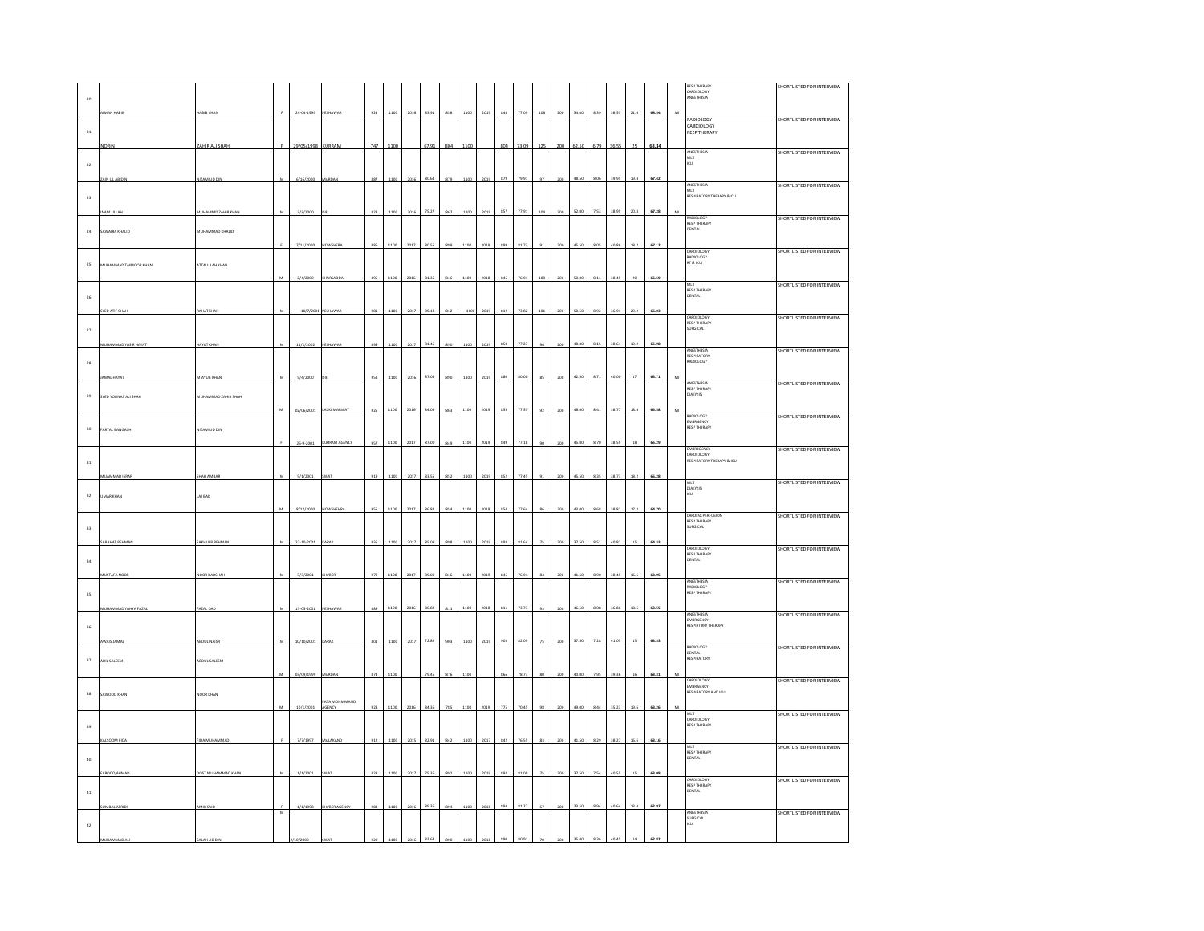| 20 | AIMAN HABIB | HABIB KHAN | F | 24-04-1999 | PESHAWAR | 923 | 1100 | 2016 | 83.91 | 858 | 1100 | 2019 | 848 | 77.09 | 108 | 200 | 54.00 | 8.39 | 38.55 | 21.6 | 68.54 | MI | RESP THERAPY CARDIOLOGY ANESTHESIA | SHORTLISTED FOR INTERVIEW |
|---|---|---|---|---|---|---|---|---|---|---|---|---|---|---|---|---|---|---|---|---|---|---|---|---|
| 21 | NORIN | ZAHIR ALI SHAH | F | 29/05/1998 | KURRAM | 747 | 1100 | | 67.91 | 804 | 1100 | | 804 | 73.09 | 125 | 200 | 62.50 | 6.79 | 36.55 | 25 | 68.34 | | RADIOLOGY CARDIOLOGY RESP THERAPY | SHORTLISTED FOR INTERVIEW |
| 22 | ZAIN UL ABIDIN | NIZAM UD DIN | M | 6/16/2000 | MARDAN | 887 | 1100 | 2016 | 80.64 | 879 | 1100 | 2019 | 879 | 79.91 | 97 | 200 | 48.50 | 8.06 | 39.95 | 19.4 | 67.42 | | ANESTHESIA MLT ICU | SHORTLISTED FOR INTERVIEW |
| 23 | IMAM ULLAH | MUHAMMAD ZAHIR KHAN | M | 3/3/2000 | DIR | 828 | 1100 | 2016 | 75.27 | 867 | 1100 | 2019 | 857 | 77.91 | 104 | 200 | 52.00 | 7.53 | 38.95 | 20.8 | 67.28 | MI | ANESTHESIA MLT RESPIRATORY THERAPY &ICU | SHORTLISTED FOR INTERVIEW |
| 24 | SAWAIRA KHALID | MUHAMMAD KHALID | F | 7/11/2000 | NOWSHERA | 886 | 1100 | 2017 | 80.55 | 899 | 1100 | 2019 | 899 | 81.73 | 91 | 200 | 45.50 | 8.05 | 40.86 | 18.2 | 67.12 | | RADIOLOGY RESP THERAPY DENTAL | SHORTLISTED FOR INTERVIEW |
| 25 | MUHAMMAD TAIMOOR KHAN | ATTAULLAH KHAN | M | 2/4/2000 | CHARSADDA | 895 | 1100 | 2016 | 81.36 | 846 | 1100 | 2018 | 846 | 76.91 | 100 | 200 | 50.00 | 8.14 | 38.45 | 20 | 66.59 | | CARDIOLOGY RADIOLOGY RT & ICU | SHORTLISTED FOR INTERVIEW |
| 26 | SYED ATIF SHAH | RAHAT SHAH | M | 10/7/2001 | PESHAWAR | 981 | 1100 | 2017 | 89.18 | 812 | 1100 | 2019 | 812 | 73.82 | 101 | 200 | 50.50 | 8.92 | 36.91 | 20.2 | 66.03 | | MLT RESP THERAPY DENTAL | SHORTLISTED FOR INTERVIEW |
| 27 | MUHAMMAD YASIR HAYAT | HAYAT KHAN | M | 11/5/2002 | PESHAWAR | 896 | 1100 | 2017 | 81.45 | 850 | 1100 | 2019 | 850 | 77.27 | 96 | 200 | 48.00 | 8.15 | 38.64 | 19.2 | 65.98 | | CARDIOLOGY RESP THERAPY SURGICAL | SHORTLISTED FOR INTERVIEW |
| 28 | JAMAL HAYAT | M AYUB KHAN | M | 5/4/2000 | DIR | 958 | 1100 | 2016 | 87.09 | 890 | 1100 | 2019 | 880 | 80.00 | 85 | 200 | 42.50 | 8.71 | 40.00 | 17 | 65.71 | MI | ANESTHESIA RESPIRATORY RADIOLOGY | SHORTLISTED FOR INTERVIEW |
| 29 | SYED YOUNAS ALI SHAH | MUHAMMAD ZAHIR SHAH | M | 02/06/2001 | LAKKI MARWAT | 925 | 1100 | 2016 | 84.09 | 863 | 1100 | 2019 | 853 | 77.55 | 92 | 200 | 46.00 | 8.41 | 38.77 | 18.4 | 65.58 | MI | ANESTHESIA RESP THERAPY DIALYSIS | SHORTLISTED FOR INTERVIEW |
| 30 | FARIYAL BANGASH | NIZAM UD DIN | F | 25-9-2001 | KURRAM AGENCY | 957 | 1100 | 2017 | 87.00 | 849 | 1100 | 2019 | 849 | 77.18 | 90 | 200 | 45.00 | 8.70 | 38.59 | 18 | 65.29 | | RADIOLOGY EMERGENCY RESP THERAPY | SHORTLISTED FOR INTERVIEW |
| 31 | MUHAMMAD ISRAR | SHAH AMBAR | M | 5/1/2001 | SWAT | 919 | 1100 | 2017 | 83.55 | 852 | 1100 | 2019 | 852 | 77.45 | 91 | 200 | 45.50 | 8.35 | 38.73 | 18.2 | 65.28 | | EMERGENCY CARDIOLOGY RESPIRATORY THERAPY & ICU | SHORTLISTED FOR INTERVIEW |
| 32 | UMAR KHAN | LAJ BAR | M | 8/12/2000 | NOWSHEHRA | 955 | 1100 | 2017 | 86.82 | 854 | 1100 | 2019 | 854 | 77.64 | 86 | 200 | 43.00 | 8.68 | 38.82 | 17.2 | 64.70 | | MLT DIALYSIS ICU | SHORTLISTED FOR INTERVIEW |
| 33 | SABAHAT REHMAN | SAKHI UR REHMAN | M | 22-10-2001 | KARAK | 936 | 1100 | 2017 | 85.09 | 898 | 1100 | 2019 | 898 | 81.64 | 75 | 200 | 37.50 | 8.51 | 40.82 | 15 | 64.33 | | CARDIAC PERFUSION RESP THERAPY SURGICAL | SHORTLISTED FOR INTERVIEW |
| 34 | MUSTAFA NOOR | NOOR BADSHAH | M | 3/3/2001 | KHYBER | 979 | 1100 | 2017 | 89.00 | 846 | 1100 | 2019 | 846 | 76.91 | 83 | 200 | 41.50 | 8.90 | 38.45 | 16.6 | 63.95 | | CARDIOLOGY RESP THERAPY DENTAL | SHORTLISTED FOR INTERVIEW |
| 35 | MUHAMMAD YAHYA FAZAL | FAZAL DAD | M | 15-03-2001 | PESHAWAR | 889 | 1100 | 2016 | 80.82 | 811 | 1100 | 2018 | 811 | 73.73 | 93 | 200 | 46.50 | 8.08 | 36.86 | 18.6 | 63.55 | | ANESTHESIA RADIOLOGY RESP THERAPY | SHORTLISTED FOR INTERVIEW |
| 36 | AWAIS JAMAL | ABDUL NASIR | M | 30/10/2001 | KARAK | 801 | 1100 | 2017 | 72.82 | 903 | 1100 | 2019 | 903 | 82.09 | 75 | 200 | 37.50 | 7.28 | 41.05 | 15 | 63.33 | | ANESTHESIA EMERGENCY RESPIRTORY THERAPY | SHORTLISTED FOR INTERVIEW |
| 37 | ADIL SALEEM | ABDUL SALEEM | M | 03/09/1999 | MARDAN | 874 | 1100 | | 79.45 | 876 | 1100 | | 866 | 78.73 | 80 | 200 | 40.00 | 7.95 | 39.36 | 16 | 63.31 | MI | RADIOLOGY DENTAL RESPIRATORY | SHORTLISTED FOR INTERVIEW |
| 38 | SAMOOD KHAN | NOOR KHAN | M | 10/1/2001 | FATA MOHMAND AGENCY | 928 | 1100 | 2016 | 84.36 | 785 | 1100 | 2019 | 775 | 70.45 | 98 | 200 | 49.00 | 8.44 | 35.23 | 19.6 | 63.26 | MI | CARDIOLOGY EMERGENCY RESPIRATORY AND ICU | SHORTLISTED FOR INTERVIEW |
| 39 | KALSOOM FIDA | FIDA MUHAMMAD | F | 7/7/1997 | MALAKAND | 912 | 1100 | 2015 | 82.91 | 842 | 1100 | 2017 | 842 | 76.55 | 83 | 200 | 41.50 | 8.29 | 38.27 | 16.6 | 63.16 | | MLT CARDIOLOGY RESP THERAPY | SHORTLISTED FOR INTERVIEW |
| 40 | FAROOQ AHMAD | DOST MUHAMMAD KHAN | M | 1/1/2001 | SWAT | 829 | 1100 | 2017 | 75.36 | 892 | 1100 | 2019 | 892 | 81.09 | 75 | 200 | 37.50 | 7.54 | 40.55 | 15 | 63.08 | | MLT RESP THERAPY DENTAL | SHORTLISTED FOR INTERVIEW |
| 41 | SUMBAL AFRIDI | AMIR SAID | F | 1/1/1998 | KHYBER AGENCY | 983 | 1100 | 2016 | 89.36 | 894 | 1100 | 2018 | 894 | 81.27 | 67 | 200 | 33.50 | 8.94 | 40.64 | 13.4 | 62.97 | | CARDIOLOGY RESP THERAPY DENTAL | SHORTLISTED FOR INTERVIEW |
| 42 | MUHAMMAD ALI | SALAH UD DIN | M | 2/10/2000 | SWAT | 920 | 1100 | 2016 | 83.64 | 890 | 1100 | 2018 | 890 | 80.91 | 70 | 200 | 35.00 | 8.36 | 40.45 | 14 | 62.82 | | ANESTHESIA SURGICAL ICU | SHORTLISTED FOR INTERVIEW |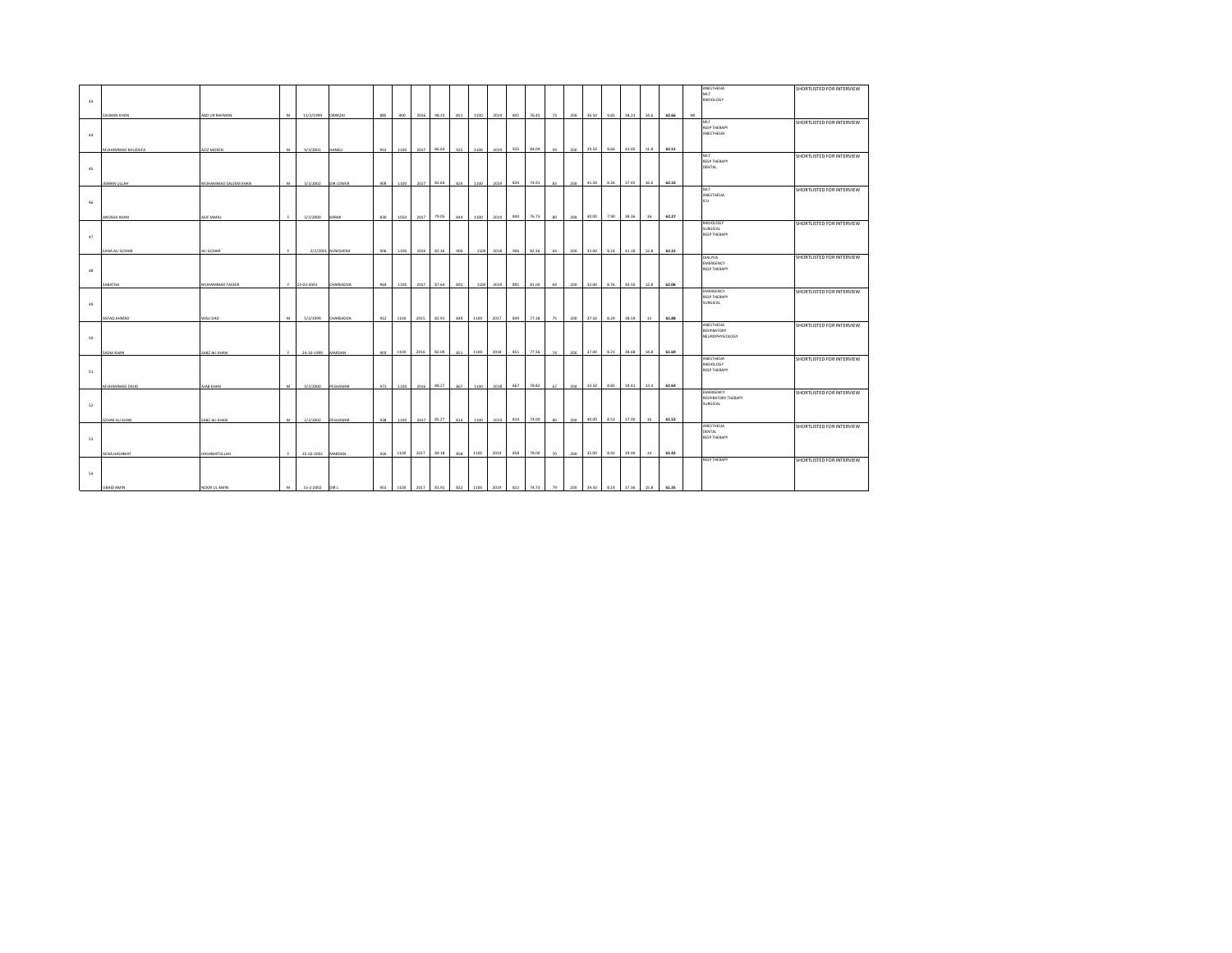| 43 | SALMAN KHAN | ABD UR RAHMAN | M | 11/3/1999 | ORAKZAI | 885 | 900 | 2016 | 98.33 | 851 | 1100 | 2019 | 841 | 76.45 | 73 | 200 | 36.50 | 9.83 | 38.23 | 14.6 | 62.66 | MI | ANESTHESIA<br>MLT<br>RADIOLOGY | SHORTLISTED FOR INTERVIEW |
|---|---|---|---|---|---|---|---|---|---|---|---|---|---|---|---|---|---|---|---|---|---|---|---|---|
| 44 | MUHAMMAD KHUZAIFA | AZIZ MOEEN | M | 9/3/2001 | HANGU | 953 | 1100 | 2017 | 86.64 | 925 | 1100 | 2019 | 925 | 84.09 | 59 | 200 | 29.50 | 8.66 | 42.05 | 11.8 | 62.51 | | MLT<br>RESP THERAPY<br>ANESTHESIA | SHORTLISTED FOR INTERVIEW |
| 45 | JEBRAN ULLAH | MUHAMMAD SALEEM KHAN | M | 3/2/2002 | DIR LOWER | 909 | 1100 | 2017 | 82.64 | 824 | 1100 | 2019 | 824 | 74.91 | 83 | 200 | 41.50 | 8.26 | 37.45 | 16.6 | 62.32 | | MLT<br>RESP THERAPY<br>DENTAL | SHORTLISTED FOR INTERVIEW |
| 46 | ANOSHA KHAN | ASIF JAMAL | F | 3/2/2000 | KARAK | 830 | 1050 | 2017 | 79.05 | 844 | 1100 | 2019 | 844 | 76.73 | 80 | 200 | 40.00 | 7.90 | 38.36 | 16 | 62.27 | | MLT<br>ANESTHESIA<br>ICU | SHORTLISTED FOR INTERVIEW |
| 47 | SANA ALI GOHAR | ALI GOHAR | F | 2/2/2001 | NOWSHERA | 906 | 1100 | 2016 | 82.36 | 906 | 1100 | 2018 | 906 | 82.36 | 64 | 200 | 32.00 | 8.24 | 41.18 | 12.8 | 62.22 | | RADIOLOGY<br>SURGICAL<br>RESP THERAPY | SHORTLISTED FOR INTERVIEW |
| 48 | SABATHA | MUHAMMAD TASEER | F | 23-03-2001 | CHARSADDA | 964 | 1100 | 2017 | 87.64 | 891 | 1100 | 2019 | 891 | 81.00 | 64 | 200 | 32.00 | 8.76 | 40.50 | 12.8 | 62.06 | | DIALYSIS<br>EMERGENCY<br>RESP THERAPY | SHORTLISTED FOR INTERVIEW |
| 49 | ASFAQ AHMAD | WALI DAD | M | 5/2/1999 | CHARSADDA | 912 | 1100 | 2015 | 82.91 | 849 | 1100 | 2017 | 849 | 77.18 | 75 | 200 | 37.50 | 8.29 | 38.59 | 15 | 61.88 | | EMERGENCY<br>RESP THERAPY<br>SURGICAL | SHORTLISTED FOR INTERVIEW |
| 50 | SADIA KHAN | SABZ ALI KHAN | F | 24-10-1999 | MARDAN | 903 | 1100 | 2016 | 82.09 | 851 | 1100 | 2018 | 851 | 77.36 | 74 | 200 | 37.00 | 8.21 | 38.68 | 14.8 | 61.69 | | ANESTHESIA<br>RESPIRATORY<br>NEUROPHYSIOLOGY | SHORTLISTED FOR INTERVIEW |
| 51 | MUHAMMAD DAUD | AJAB KHAN | M | 3/2/2000 | PESHAWAR | 971 | 1100 | 2016 | 88.27 | 867 | 1100 | 2018 | 867 | 78.82 | 67 | 200 | 33.50 | 8.83 | 39.41 | 13.4 | 61.64 | | ANESTHESIA<br>RADIOLOGY<br>RESP THERAPY | SHORTLISTED FOR INTERVIEW |
| 52 | AZHAR ALI KHAN | SABZ ALI KHAN | M | 2/2/2002 | PESHAWAR | 938 | 1100 | 2017 | 85.27 | 814 | 1100 | 2019 | 814 | 74.00 | 80 | 200 | 40.00 | 8.53 | 37.00 | 16 | 61.53 | | EMERGENCY<br>RESPIRATORY THERAPY<br>SURGICAL | SHORTLISTED FOR INTERVIEW |
| 53 | AENA HASHMAT | HASHMATULLAH | F | 25-02-2002 | MARDAN | 926 | 1100 | 2017 | 84.18 | 858 | 1100 | 2019 | 858 | 78.00 | 70 | 200 | 35.00 | 8.42 | 39.00 | 14 | 61.42 | | ANESTHESIA<br>DENTAL<br>RESP THERAPY | SHORTLISTED FOR INTERVIEW |
| 54 | UBAID AMIN | NOOR UL AMIN | M | 15-2-2002 | DIR L | 901 | 1100 | 2017 | 81.91 | 822 | 1100 | 2019 | 822 | 74.73 | 79 | 200 | 39.50 | 8.19 | 37.36 | 15.8 | 61.35 | | RESP THERAPY | SHORTLISTED FOR INTERVIEW |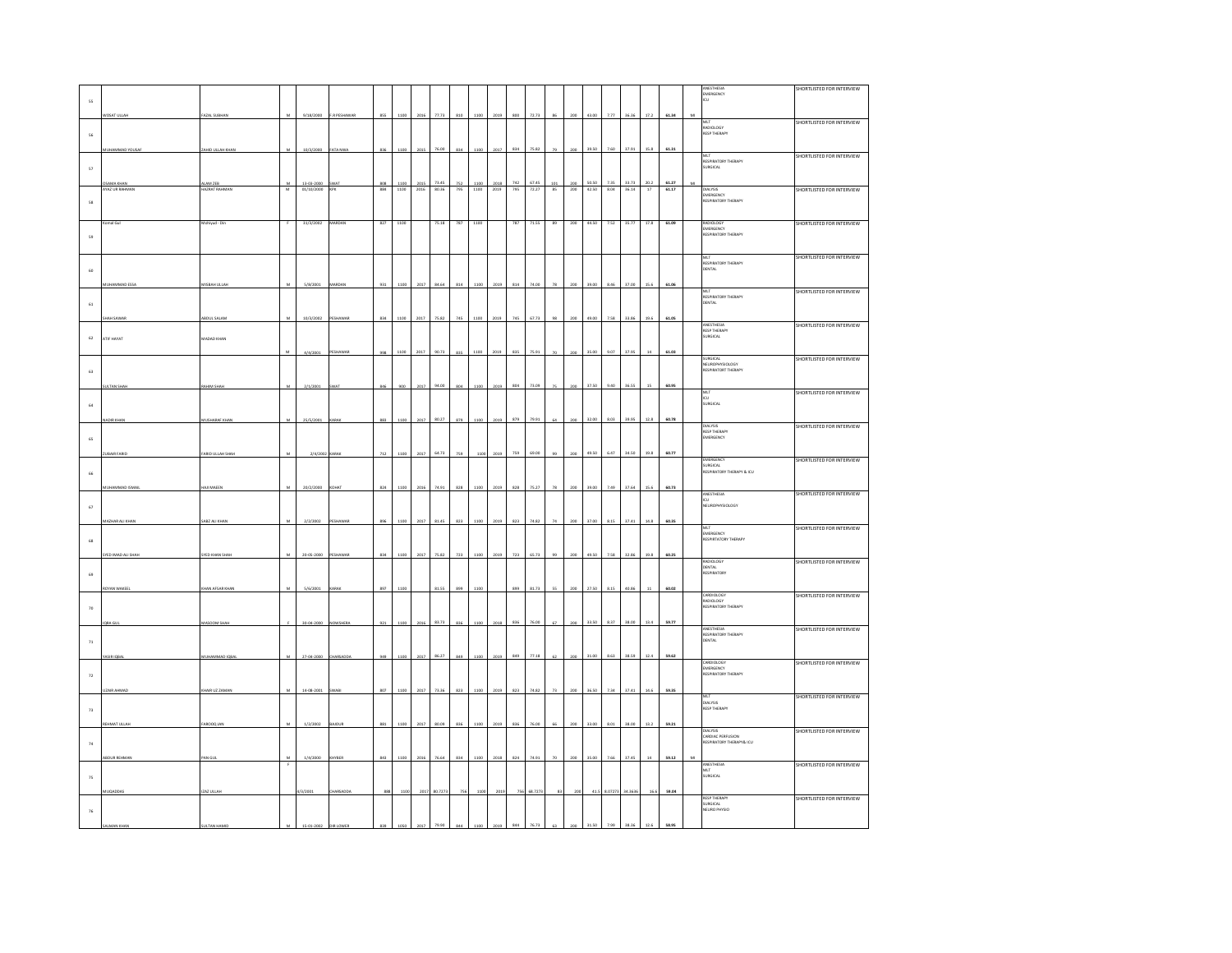| | | | | | | | | | | | | | | | | | | | | | | | | |
|---|---|---|---|---|---|---|---|---|---|---|---|---|---|---|---|---|---|---|---|---|---|---|---|---|
| 55 | WISSAT ULLAH | FAZAL SUBHAN | M | 9/18/2000 | F.R PESHAWAR | 855 | 1100 | 2016 | 77.73 | 810 | 1100 | 2019 | 800 | 72.73 | 86 | 200 | 43.00 | 7.77 | 36.36 | 17.2 | 61.34 | MI | ANESTHESIA EMERGENCY ICU | SHORTLISTED FOR INTERVIEW |
| 56 | MUHAMMAD YOUSAF | ZAHID ULLAH KHAN | M | 10/3/2000 | FATA NWA | 836 | 1100 | 2015 | 76.00 | 834 | 1100 | 2017 | 834 | 75.82 | 79 | 200 | 39.50 | 7.60 | 37.91 | 15.8 | 61.31 | | MLT RADIOLOGY RESP THERAPY | SHORTLISTED FOR INTERVIEW |
| 57 | OSAMA KHAN | ALAM ZEB | M | 13-03-2000 | SWAT | 808 | 1100 | 2015 | 73.45 | 752 | 1100 | 2018 | 742 | 67.45 | 101 | 200 | 50.50 | 7.35 | 33.73 | 20.2 | 61.27 | MI | MLT RESPIRATORY THERAPY SURGICAL | SHORTLISTED FOR INTERVIEW |
| 58 | AYAZ UR RAHMAN | HAZRAT RAHMAN | M | 01/10/2000 | KPK | 884 | 1100 | 2016 | 80.36 | 795 | 1100 | 2019 | 795 | 72.27 | 85 | 200 | 42.50 | 8.04 | 36.14 | 17 | 61.17 | | DIALYSIS EMERGENCY RESPIRATORY THERAPY | SHORTLISTED FOR INTERVIEW |
| 59 | Komal Gul | Mohiyud - Din | F | 31/3/2002 | MARDAN | 827 | 1100 | | 75.18 | 787 | 1100 | | 787 | 71.55 | 89 | 200 | 44.50 | 7.52 | 35.77 | 17.8 | 61.09 | | RADIOLOGY EMERGENCY RESPIRATORY THERAPY | SHORTLISTED FOR INTERVIEW |
| 60 | MUHAMMAD ESSA | MISBAH ULLAH | M | 5/8/2001 | MARDAN | 931 | 1100 | 2017 | 84.64 | 814 | 1100 | 2019 | 814 | 74.00 | 78 | 200 | 39.00 | 8.46 | 37.00 | 15.6 | 61.06 | | MLT RESPIRATORY THERAPY DENTAL | SHORTLISTED FOR INTERVIEW |
| 61 | SHAH SAWAR | ABDUL SALAM | M | 10/3/2002 | PESHAWAR | 834 | 1100 | 2017 | 75.82 | 745 | 1100 | 2019 | 745 | 67.73 | 98 | 200 | 49.00 | 7.58 | 33.86 | 19.6 | 61.05 | | MLT RESPIRATORY THERAPY DENTAL | SHORTLISTED FOR INTERVIEW |
| 62 | ATIF HAYAT | MADAD KHAN | M | 4/4/2001 | PESHAWAR | 998 | 1100 | 2017 | 90.73 | 835 | 1100 | 2019 | 835 | 75.91 | 70 | 200 | 35.00 | 9.07 | 37.95 | 14 | 61.03 | | ANESTHESIA RESP THERAPY SURGICAL | SHORTLISTED FOR INTERVIEW |
| 63 | SULTAN SHAH | RAHIM SHAH | M | 2/1/2001 | SWAT | 846 | 900 | 2017 | 94.00 | 804 | 1100 | 2019 | 804 | 73.09 | 75 | 200 | 37.50 | 9.40 | 36.55 | 15 | 60.95 | | SURGICAL NEUROPHYSIOLOGY RESPIRATORT THERAPY | SHORTLISTED FOR INTERVIEW |
| 64 | NADIR KHAN | MUSHARAF KHAN | M | 25/5/2001 | KARAK | 883 | 1100 | 2017 | 80.27 | 879 | 1100 | 2019 | 879 | 79.91 | 64 | 200 | 32.00 | 8.03 | 39.95 | 12.8 | 60.78 | | MLT ICU SURGICAL | SHORTLISTED FOR INTERVIEW |
| 65 | ZUBAIR FARID | FARID ULLAH SHAH | M | 2/4/2002 | KARAK | 712 | 1100 | 2017 | 64.73 | 759 | 1100 | 2019 | 759 | 69.00 | 99 | 200 | 49.50 | 6.47 | 34.50 | 19.8 | 60.77 | | DIALYSIS RESP THERAPY EMERGENCY | SHORTLISTED FOR INTERVIEW |
| 66 | MUHAMMAD ISMAIL | HAJI MAEEN | M | 20/2/2000 | KOHAT | 824 | 1100 | 2016 | 74.91 | 828 | 1100 | 2019 | 828 | 75.27 | 78 | 200 | 39.00 | 7.49 | 37.64 | 15.6 | 60.73 | | EMERGENCY SURGICAL RESPIRATORY THERAPY & ICU | SHORTLISTED FOR INTERVIEW |
| 67 | MAZHAR ALI KHAN | SABZ ALI KHAN | M | 2/2/2002 | PESHAWAR | 896 | 1100 | 2017 | 81.45 | 823 | 1100 | 2019 | 823 | 74.82 | 74 | 200 | 37.00 | 8.15 | 37.41 | 14.8 | 60.35 | | ANESTHESIA ICU NEUROPHYSIOLOGY | SHORTLISTED FOR INTERVIEW |
| 68 | SYED IMAD ALI SHAH | SYED KHAN SHAH | M | 20-05-2000 | PESHAWAR | 834 | 1100 | 2017 | 75.82 | 723 | 1100 | 2019 | 723 | 65.73 | 99 | 200 | 49.50 | 7.58 | 32.86 | 19.8 | 60.25 | | MLT EMERGENCY RESPIRATORY THERAPY | SHORTLISTED FOR INTERVIEW |
| 69 | RIDYAN WAKEEL | KHAN AFSAR KHAN | M | 5/6/2001 | KARAK | 897 | 1100 | | 81.55 | 899 | 1100 | | 899 | 81.73 | 55 | 200 | 27.50 | 8.15 | 40.86 | 11 | 60.02 | | RADIOLOGY DENTAL RESPIRATORY | SHORTLISTED FOR INTERVIEW |
| 70 | IQRA GUL | MASOOM SHAH | F | 30-04-2000 | NOWSHERA | 921 | 1100 | 2016 | 83.73 | 836 | 1100 | 2018 | 836 | 76.00 | 67 | 200 | 33.50 | 8.37 | 38.00 | 13.4 | 59.77 | | CARDIOLOGY RADIOLOGY RESPIRATORY THERAPY | SHORTLISTED FOR INTERVIEW |
| 71 | YASIR IQBAL | MUHAMMAD IQBAL | M | 27-08-2000 | CHARSADDA | 949 | 1100 | 2017 | 86.27 | 849 | 1100 | 2019 | 849 | 77.18 | 62 | 200 | 31.00 | 8.63 | 38.59 | 12.4 | 59.62 | | ANESTHESIA RESPIRATORY THERAPY DENTAL | SHORTLISTED FOR INTERVIEW |
| 72 | UZAIR AHMAD | KHAIR UZ ZAMAN | M | 14-08-2001 | SWABI | 807 | 1100 | 2017 | 73.36 | 823 | 1100 | 2019 | 823 | 74.82 | 73 | 200 | 36.50 | 7.34 | 37.41 | 14.6 | 59.35 | | CARDIOLOGY EMERGENCY RESPIRATORY THERAPY | SHORTLISTED FOR INTERVIEW |
| 73 | REHMAT ULLAH | FAROOQ JAN | M | 1/1/2002 | BAJOUR | 881 | 1100 | 2017 | 80.09 | 836 | 1100 | 2019 | 836 | 76.00 | 66 | 200 | 33.00 | 8.01 | 38.00 | 13.2 | 59.21 | | MLT DIALYSIS RESP THERAPY | SHORTLISTED FOR INTERVIEW |
| 74 | ABDUR REHMAN | PAN GUL | M | 1/4/2000 | KHYBER | 843 | 1100 | 2016 | 76.64 | 824 | 1100 | 2018 | 824 | 74.91 | 70 | 200 | 35.00 | 7.66 | 37.45 | 14 | 59.12 | MI | DIALYSIS CARDIAC PERFUSION RESPIRATORY THERAPY& ICU | SHORTLISTED FOR INTERVIEW |
| 75 | MUQADDAS | IJAZ ULLAH | F | 4/3/2001 | CHARSADDA | 888 | 1100 | 2017 | 80.7273 | 756 | 1100 | 2019 | 756 | 68.7273 | 83 | 200 | 41.5 | 8.07273 | 34.3636 | 16.6 | 59.04 | | ANESTHESIA MLT SURGICAL | SHORTLISTED FOR INTERVIEW |
| 76 | SALMAN KHAN | SULTAN HAMID | M | 15-01-2002 | DIR LOWER | 839 | 1050 | 2017 | 79.90 | 844 | 1100 | 2019 | 844 | 76.73 | 63 | 200 | 31.50 | 7.99 | 38.36 | 12.6 | 58.95 | | RESP THERAPY SURGICAL NEURO PHYSIO | SHORTLISTED FOR INTERVIEW |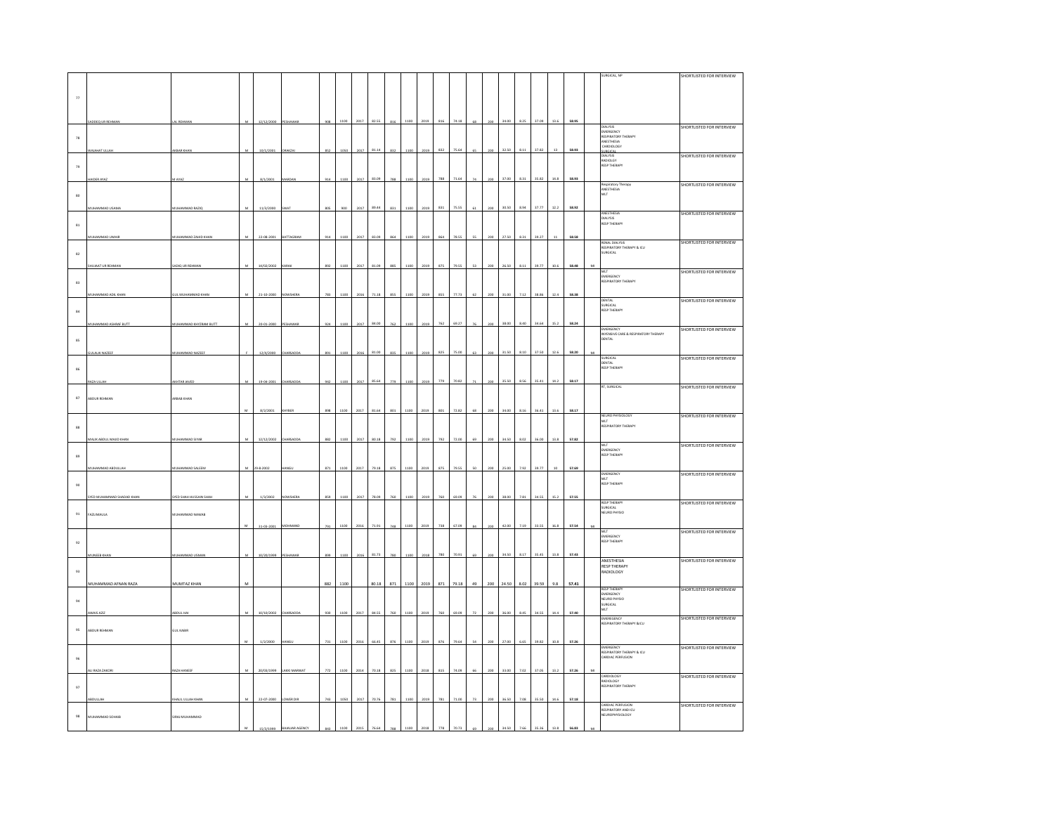| | | | | | | | | | | | | | | | | | | | | | | | |
|---|---|---|---|---|---|---|---|---|---|---|---|---|---|---|---|---|---|---|---|---|---|---|---|
| 77 | SADDEQ UR REHMAN | LAL REHMAN | M | 12/12/2000 | PESHAWAR | 908 | 1100 | 2017 | 82.55 | 816 | 1100 | 2019 | 816 | 74.18 | 68 | 200 | 34.00 | 8.25 | 37.09 | 13.6 | 58.95 | | SURGICAL, NP | SHORTLISTED FOR INTERVIEW |
| 78 | WAJAHAT ULLAH | AKBAR KHAN | M | 10/1/2001 | ORAKZAI | 852 | 1050 | 2017 | 81.14 | 832 | 1100 | 2019 | 832 | 75.64 | 65 | 200 | 32.50 | 8.11 | 37.82 | 13 | 58.93 | | DIALYSIS EMERGENCY RESPIRATORY THERAPY ANESTHESIA CARDIOLOGY SURGICAL | SHORTLISTED FOR INTERVIEW |
| 79 | HAIDER AYAZ | M AYAZ | M | 8/1/2001 | MARDAN | 914 | 1100 | 2017 | 83.09 | 788 | 1100 | 2019 | 788 | 71.64 | 74 | 200 | 37.00 | 8.31 | 35.82 | 14.8 | 58.93 | | DIALYSIS RADIOLGY RESP THERAPY | SHORTLISTED FOR INTERVIEW |
| 80 | MUHAMMAD USAMA | MUHAMMAD RAZIQ | M | 11/3/2000 | SWAT | 805 | 900 | 2017 | 89.44 | 831 | 1100 | 2019 | 831 | 75.55 | 61 | 200 | 30.50 | 8.94 | 37.77 | 12.2 | 58.92 | | Respiratory Therapy ANESTHESIA MLT | SHORTLISTED FOR INTERVIEW |
| 81 | MUHAMMAD UMAIR | MUHAMMAD ZAHID KHAN | M | 22-08-2001 | BATTAGRAM | 914 | 1100 | 2017 | 83.09 | 864 | 1100 | 2019 | 864 | 78.55 | 55 | 200 | 27.50 | 8.31 | 39.27 | 11 | 58.58 | | ANESTHESIA DIALYSIS RESP THERAPY | SHORTLISTED FOR INTERVIEW |
| 82 | SHUJAAT UR REHMAN | SADIQ UR REHMAN | M | 14/02/2002 | KARAK | 892 | 1100 | 2017 | 81.09 | 875 | 1100 | 2019 | 875 | 79.55 | 53 | 200 | 26.50 | 8.11 | 39.77 | 10.6 | 58.48 | MI | RENAL DIALYSIS RESPIRATORY THERAPY & ICU SURGICAL | SHORTLISTED FOR INTERVIEW |
| 83 | MUHAMMAD ADIL KHAN | GUL MUHAMMAD KHAN | M | 21-10-2000 | NOWSHERA | 783 | 1100 | 2016 | 71.18 | 855 | 1100 | 2019 | 855 | 77.73 | 62 | 200 | 31.00 | 7.12 | 38.86 | 12.4 | 58.38 | | MLT EMERGENCY RESPIRATORY THERAPY | SHORTLISTED FOR INTERVIEW |
| 84 | MUHAMMAD ASHRAF BUTT | MUHAMMAD KHIZRAM BUTT | M | 20-01-2000 | PESHAWAR | 924 | 1100 | 2017 | 84.00 | 762 | 1100 | 2019 | 762 | 69.27 | 76 | 200 | 38.00 | 8.40 | 34.64 | 15.2 | 58.24 | | DENTAL SURGICAL RESP THERAPY | SHORTLISTED FOR INTERVIEW |
| 85 | GULALAI NAZEEF | MUHAMMAD NAZEEF | F | 12/4/2000 | CHARSADDA | 891 | 1100 | 2016 | 81.00 | 825 | 1100 | 2019 | 825 | 75.00 | 63 | 200 | 31.50 | 8.10 | 37.50 | 12.6 | 58.20 | MI | EMERGENCY INTENSIVE CARE & RESPIRATORY THERAPY DENTAL | SHORTLISTED FOR INTERVIEW |
| 86 | RAZA ULLAH | AKHTAR JAVED | M | 19-04-2001 | CHARSADDA | 942 | 1100 | 2017 | 85.64 | 779 | 1100 | 2019 | 779 | 70.82 | 71 | 200 | 35.50 | 8.56 | 35.41 | 14.2 | 58.17 | | SURGICAL DENTAL RESP THERAPY | SHORTLISTED FOR INTERVIEW |
| 87 | ABDUR REHMAN | ARBAB KHAN | M | 8/2/2001 | KHYBER | 898 | 1100 | 2017 | 81.64 | 801 | 1100 | 2019 | 801 | 72.82 | 68 | 200 | 34.00 | 8.16 | 36.41 | 13.6 | 58.17 | | RT, SURGICAL | SHORTLISTED FOR INTERVIEW |
| 88 | MALIK ABDUL MAJID KHAN | MUHAMMAD SIYAR | M | 12/12/2002 | CHARSADDA | 882 | 1100 | 2017 | 80.18 | 792 | 1100 | 2019 | 792 | 72.00 | 69 | 200 | 34.50 | 8.02 | 36.00 | 13.8 | 57.82 | | NEURO PHYSIOLOGY MLT RESPIRATORY THERAPY | SHORTLISTED FOR INTERVIEW |
| 89 | MUHAMMAD ABDULLAH | MUHAMMAD SALEEM | M | 29-8-2002 | HANGU | 871 | 1100 | 2017 | 79.18 | 875 | 1100 | 2019 | 875 | 79.55 | 50 | 200 | 25.00 | 7.92 | 39.77 | 10 | 57.69 | | MLT EMERGENCY RESP THERAPY | SHORTLISTED FOR INTERVIEW |
| 90 | SYED MUHAMMAD SHADAB KHAN | SYED SHAH HUSSAIN SHAH | M | 1/3/2002 | NOWSHERA | 859 | 1100 | 2017 | 78.09 | 760 | 1100 | 2019 | 760 | 69.09 | 76 | 200 | 38.00 | 7.81 | 34.55 | 15.2 | 57.55 | | EMERGENCY MLT RESP THERAPY | SHORTLISTED FOR INTERVIEW |
| 91 | FAZLIMAULA | MUHAMMAD NAWAB | M | 31-03-2001 | MOHMAND | 791 | 1100 | 2016 | 71.91 | 738 | 1100 | 2019 | 738 | 67.09 | 84 | 200 | 42.00 | 7.19 | 33.55 | 16.8 | 57.54 | MI | RESP THERAPY SURGICAL NEURO PHYSIO | SHORTLISTED FOR INTERVIEW |
| 92 | MUNEEB KHAN | MUHAMMAD USMAN | M | 10/20/1999 | PESHAWAR | 899 | 1100 | 2016 | 81.73 | 780 | 1100 | 2018 | 780 | 70.91 | 69 | 200 | 34.50 | 8.17 | 35.45 | 13.8 | 57.43 | | MLT EMERGENCY RESP THERAPY | SHORTLISTED FOR INTERVIEW |
| 93 | MUHAMMAD AFNAN RAZA | MUMTAZ KHAN | M | | | 882 | 1100 | | 80.18 | 871 | 1100 | 2019 | 871 | 79.18 | 49 | 200 | 24.50 | 8.02 | 39.59 | 9.8 | 57.41 | | ANESTHESIA RESP THERAPY RADIOLOGY | SHORTLISTED FOR INTERVIEW |
| 94 | AWAIS AZIZ | ABDUL HAI | M | 10/10/2002 | CHARSADDA | 930 | 1100 | 2017 | 84.55 | 760 | 1100 | 2019 | 760 | 69.09 | 72 | 200 | 36.00 | 8.45 | 34.55 | 14.4 | 57.40 | | RESP THERAPY EMERGENCY NEURO PHYSIO SURGICAL MLT | SHORTLISTED FOR INTERVIEW |
| 95 | ABDUR REHMAN | GUL KABIR | M | 1/2/2000 | HANGU | 731 | 1100 | 2016 | 66.45 | 876 | 1100 | 2019 | 876 | 79.64 | 54 | 200 | 27.00 | 6.65 | 39.82 | 10.8 | 57.26 | | EMERGENCY RESPIRATORY THERAPY & ICU | SHORTLISTED FOR INTERVIEW |
| 96 | ALI RAZA ZAKORI | RAZA HANEEF | M | 20/03/1999 | LAKKI MARWAT | 772 | 1100 | 2014 | 70.18 | 815 | 1100 | 2018 | 815 | 74.09 | 66 | 200 | 33.00 | 7.02 | 37.05 | 13.2 | 57.26 | MI | EMERGENCY RESPIRATORY THERAPY & ICU CARDIAC PERFUSION | SHORTLISTED FOR INTERVIEW |
| 97 | ABDULLAH | KHALIL ULLAH KHAN | M | 22-07-2000 | LOWER DIR | 743 | 1050 | 2017 | 70.76 | 781 | 1100 | 2019 | 781 | 71.00 | 73 | 200 | 36.50 | 7.08 | 35.50 | 14.6 | 57.18 | | CARDIOLOGY RADIOLOGY RESPIRATORY THERAPY | SHORTLISTED FOR INTERVIEW |
| 98 | MUHAMMAD SOHAIB | SIRAJ MUHAMMAD | M | 15/3/1999 | BAJAUR AGENCY | 843 | 1100 | 2015 | 76.64 | 788 | 1100 | 2018 | 778 | 70.73 | 69 | 200 | 34.50 | 7.66 | 35.36 | 13.8 | 56.83 | MI | CARDIAC PERFUSION RESPIRATORY AND ICU NEUROPHYSIOLOGY | SHORTLISTED FOR INTERVIEW |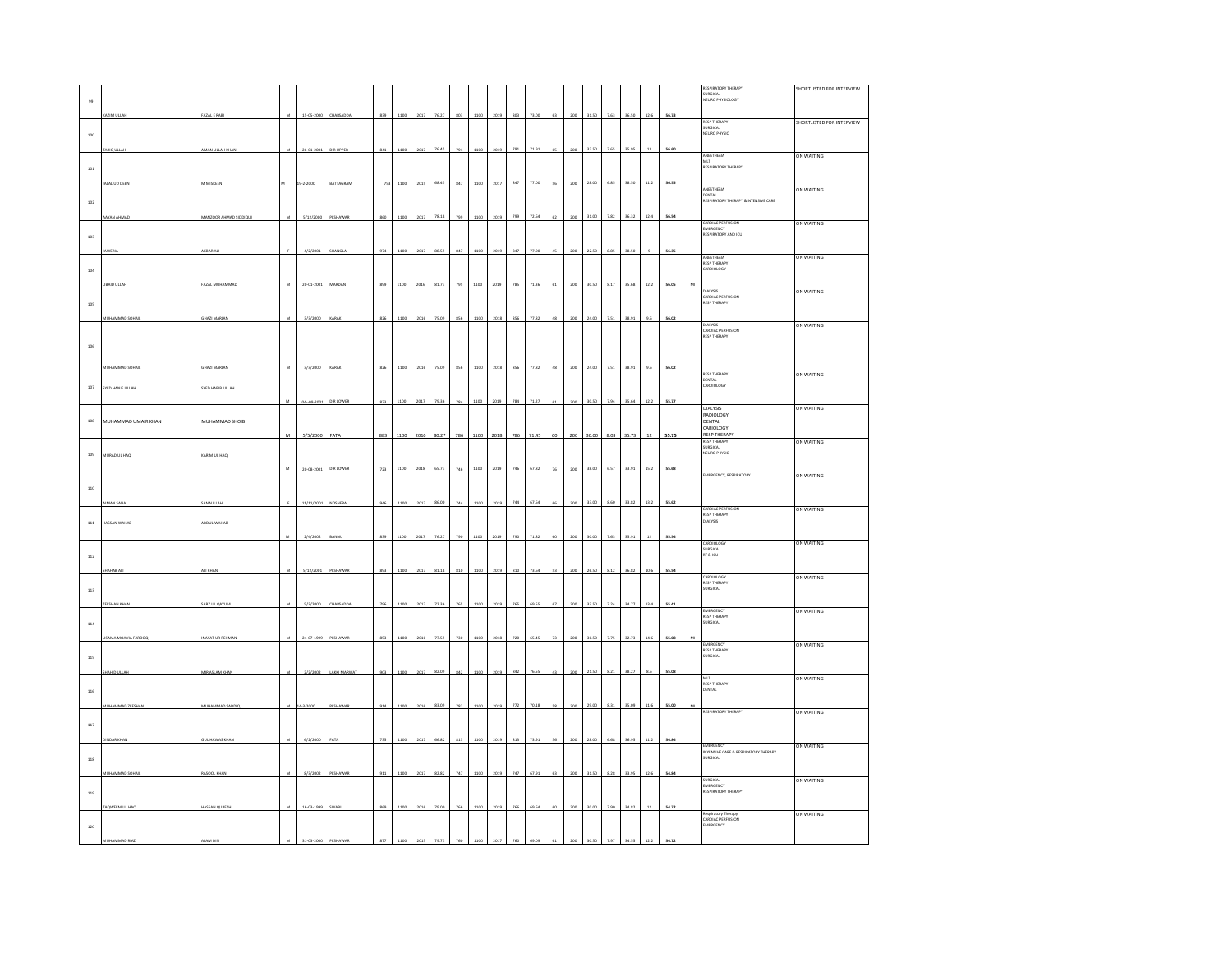| | | | | | | | | | | | | | | | | | | | | | | | | |
|---|---|---|---|---|---|---|---|---|---|---|---|---|---|---|---|---|---|---|---|---|---|---|---|---|
| 99 | KAZIM ULLAH | FAZAL E RABI | M | 15-05-2000 | CHARSADDA | 839 | 1100 | 2017 | 76.27 | 803 | 1100 | 2019 | 803 | 73.00 | 63 | 200 | 31.50 | 7.63 | 36.50 | 12.6 | 56.73 | | RESPIRATORY THERAPY<br>SURGICAL<br>NEURO PHYSIOLOGY | SHORTLISTED FOR INTERVIEW |
| 100 | TARIQ ULLAH | AMAN ULLAH KHAN | M | 26-01-2001 | DIR UPPER | 841 | 1100 | 2017 | 76.45 | 791 | 1100 | 2019 | 791 | 71.91 | 65 | 200 | 32.50 | 7.65 | 35.95 | 13 | 56.60 | | RESP THERAPY<br>SURGICAL<br>NEURO PHYSIO | SHORTLISTED FOR INTERVIEW |
| 101 | JALAL UD DEEN | M MISKEEN | M | 19-2-2000 | BATTAGRAM | 753 | 1100 | 2015 | 68.45 | 847 | 1100 | 2017 | 847 | 77.00 | 56 | 200 | 28.00 | 6.85 | 38.50 | 11.2 | 56.55 | | ANESTHESIA<br>MLT<br>RESPIRATORY THERAPY | ON WAITING |
| 102 | AAYAN AHMAD | MANZOOR AHMAD SIDDIQUI | M | 5/12/2000 | PESHAWAR | 860 | 1100 | 2017 | 78.18 | 799 | 1100 | 2019 | 799 | 72.64 | 62 | 200 | 31.00 | 7.82 | 36.32 | 12.4 | 56.54 | | ANESTHESIA<br>DENTAL<br>RESPIRATORY THERAPY &INTENSIVE CARE | ON WAITING |
| 103 | JAWERIA | AKBAR ALI | F | 4/2/2001 | SHANGLA | 974 | 1100 | 2017 | 88.55 | 847 | 1100 | 2019 | 847 | 77.00 | 45 | 200 | 22.50 | 8.85 | 38.50 | 9 | 56.35 | | CARDIAC PERFUSION<br>EMERGENCY<br>RESPIRATORY AND ICU | ON WAITING |
| 104 | UBAID ULLAH | FAZAL MUHAMMAD | M | 20-01-2001 | MARDAN | 899 | 1100 | 2016 | 81.73 | 785 | 1100 | 2019 | 785 | 71.36 | 61 | 200 | 30.50 | 8.17 | 35.68 | 12.2 | 56.05 | MI | ANESTHESIA<br>RESP THERAPY<br>CARDIOLOGY | ON WAITING |
| 105 | MUHAMMAD SOHAIL | GHAZI MARJAN | M | 3/3/2000 | KARAK | 826 | 1100 | 2016 | 75.09 | 856 | 1100 | 2018 | 856 | 77.82 | 48 | 200 | 24.00 | 7.51 | 38.91 | 9.6 | 56.02 | | DIALYSIS<br>CARDIAC PERFUSION<br>RESP THERAPY | ON WAITING |
| 106 | MUHAMMAD SOHAIL | GHAZI MARJAN | M | 3/3/2000 | KARAK | 826 | 1100 | 2016 | 75.09 | 856 | 1100 | 2018 | 856 | 77.82 | 48 | 200 | 24.00 | 7.51 | 38.91 | 9.6 | 56.02 | | DIALYSIS<br>CARDIAC PERFUSION<br>RESP THERAPY | ON WAITING |
| 107 | SYED HANIF ULLAH | SYED HABIB ULLAH | M | 04-09-2001 | DIR LOWER | 873 | 1100 | 2017 | 79.36 | 784 | 1100 | 2019 | 784 | 71.27 | 61 | 200 | 30.50 | 7.94 | 35.64 | 12.2 | 55.77 | | RESP THERAPY<br>DENTAL<br>CARDIOLOGY | ON WAITING |
| 108 | MUHAMMAD UMAIR KHAN | MUHAMMAD SHOIB | M | 5/5/2000 | FATA | 883 | 1100 | 2016 | 80.27 | 786 | 1100 | 2018 | 786 | 71.45 | 60 | 200 | 30.00 | 8.03 | 35.73 | 12 | 55.75 | | DIALYSIS<br>RADIOLOGY<br>DENTAL<br>CARIOLOGY<br>RESP THERAPY | ON WAITING |
| 109 | MURAD UL HAQ | KARIM UL HAQ | M | 20-08-2001 | DIR LOWER | 723 | 1100 | 2018 | 65.73 | 746 | 1100 | 2019 | 746 | 67.82 | 76 | 200 | 38.00 | 6.57 | 33.91 | 15.2 | 55.68 | | RESP THERAPY<br>SURGICAL<br>NEURO PHYSIO | ON WAITING |
| 110 | AIMAN SANA | SANAULLAH | F | 31/11/2001 | NOSHERA | 946 | 1100 | 2017 | 86.00 | 744 | 1100 | 2019 | 744 | 67.64 | 66 | 200 | 33.00 | 8.60 | 33.82 | 13.2 | 55.62 | | EMERGENCY, RESPIRATORY | ON WAITING |
| 111 | HASSAN WAHAB | ABDUL WAHAB | M | 2/4/2002 | BANNU | 839 | 1100 | 2017 | 76.27 | 790 | 1100 | 2019 | 790 | 71.82 | 60 | 200 | 30.00 | 7.63 | 35.91 | 12 | 55.54 | | CARDIAC PERFUSION<br>RESP THERAPY<br>DIALYSIS | ON WAITING |
| 112 | SHAHAB ALI | ALI KHAN | M | 5/12/2001 | PESHAWAR | 893 | 1100 | 2017 | 81.18 | 810 | 1100 | 2019 | 810 | 73.64 | 53 | 200 | 26.50 | 8.12 | 36.82 | 10.6 | 55.54 | | CARDIOLOGY<br>SURGICAL<br>RT & ICU | ON WAITING |
| 113 | ZEESHAN KHAN | SABZ UL QAYUM | M | 5/3/2000 | CHARSADDA | 796 | 1100 | 2017 | 72.36 | 765 | 1100 | 2019 | 765 | 69.55 | 67 | 200 | 33.50 | 7.24 | 34.77 | 13.4 | 55.41 | | CARDIOLOGY<br>RESP THERAPY<br>SURGICAL | ON WAITING |
| 114 | USAMA MOAVIA FAROOQ | INAYAT UR REHMAN | M | 24-07-1999 | PESHAWAR | 853 | 1100 | 2016 | 77.55 | 720 | 1100 | 2018 | 720 | 65.45 | 73 | 200 | 36.50 | 7.75 | 32.73 | 14.6 | 55.08 | MI | EMERGENCY<br>RESP THERAPY<br>SURGICAL | ON WAITING |
| 115 | SHAHID ULLAH | MIR ASLAM KHAN | M | 2/2/2002 | LAKKI MARWAT | 903 | 1100 | 2017 | 82.09 | 842 | 1100 | 2019 | 842 | 76.55 | 43 | 200 | 21.50 | 8.21 | 38.27 | 8.6 | 55.08 | | EMERGENCY<br>RESP THERAPY<br>SURGICAL | ON WAITING |
| 116 | MUHAMMAD ZEESHAN | MUHAMMAD SADDIQ | M | 14-3-2000 | PESHAWAR | 914 | 1100 | 2016 | 83.09 | 782 | 1100 | 2019 | 772 | 70.18 | 58 | 200 | 29.00 | 8.31 | 35.09 | 11.6 | 55.00 | MI | MLT<br>RESP THERAPY<br>DENTAL | ON WAITING |
| 117 | DINDAR KHAN | GUL NAWAS KHAN | M | 6/2/2000 | FATA | 735 | 1100 | 2017 | 66.82 | 813 | 1100 | 2019 | 813 | 73.91 | 56 | 200 | 28.00 | 6.68 | 36.95 | 11.2 | 54.84 | | RESPIRATORY THERAPY | ON WAITING |
| 118 | MUHAMMAD SOHAIL | RASOOL KHAN | M | 8/3/2002 | PESHAWAR | 911 | 1100 | 2017 | 82.82 | 747 | 1100 | 2019 | 747 | 67.91 | 63 | 200 | 31.50 | 8.28 | 33.95 | 12.6 | 54.84 | | EMERGENCY<br>INTENSIVE CARE & RESPIRATORY THERAPY<br>SURGICAL | ON WAITING |
| 119 | TAQWEEM UL HAQ | HASSAN QURESH | M | 16-03-1999 | SWABI | 869 | 1100 | 2016 | 79.00 | 766 | 1100 | 2019 | 766 | 69.64 | 60 | 200 | 30.00 | 7.90 | 34.82 | 12 | 54.72 | | SURGICAL<br>EMERGENCY<br>RESPIRATORY THERAPY | ON WAITING |
| 120 | MUHAMMAD RIAZ | ALAM DIN | M | 31-03-2000 | PESHAWAR | 877 | 1100 | 2015 | 79.73 | 760 | 1100 | 2017 | 760 | 69.09 | 61 | 200 | 30.50 | 7.97 | 34.55 | 12.2 | 54.72 | | Respiratory Therapy<br>CARDIAC PERFUSION<br>EMERGENCY | ON WAITING |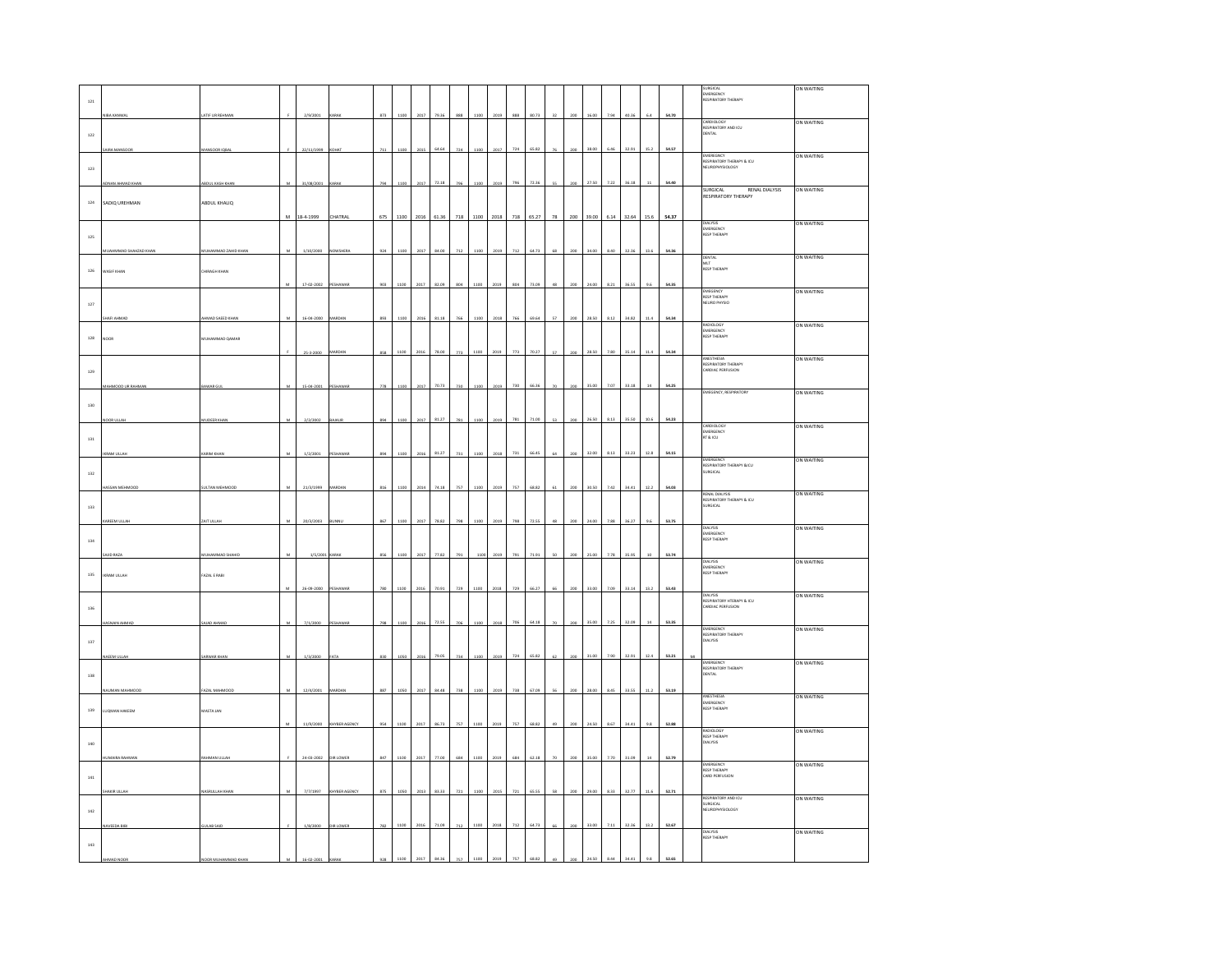| 121 | NIBA KANWAL | LATIF UR REHMAN | F | 2/9/2001 | KARAK | 873 | 1100 | 2017 | 79.36 | 888 | 1100 | 2019 | 888 | 80.73 | 32 | 200 | 16.00 | 7.94 | 40.36 | 6.4 | 54.70 | | SURGICAL EMERGENCY RESPIRATORY THERAPY | ON WAITING |
|---|---|---|---|---|---|---|---|---|---|---|---|---|---|---|---|---|---|---|---|---|---|---|---|---|
| 122 | SAIRA MANSOOR | MANSOOR IQBAL | F | 22/11/1999 | KOHAT | 711 | 1100 | 2015 | 64.64 | 724 | 1100 | 2017 | 724 | 65.82 | 76 | 200 | 38.00 | 6.46 | 32.91 | 15.2 | 54.57 | | CARDIOLOGY RESPIRATORY AND ICU DENTAL | ON WAITING |
| 123 | ADNAN AHMAD KHAN | ABDUL KASH KHAN | M | 31/08/2001 | KARAK | 794 | 1100 | 2017 | 72.18 | 796 | 1100 | 2019 | 796 | 72.36 | 55 | 200 | 27.50 | 7.22 | 36.18 | 11 | 54.40 | | EMERGENCY RESPIRATORY THERAPY & ICU NEUROPHYSIOLOGY | ON WAITING |
| 124 | SADIQ UREHMAN | ABDUL KHALIQ | M | 18-4-1999 | CHATRAL | 675 | 1100 | 2016 | 61.36 | 718 | 1100 | 2018 | 718 | 65.27 | 78 | 200 | 39.00 | 6.14 | 32.64 | 15.6 | 54.37 | | SURGICAL RENAL DIALYSIS RESPIRATORY THERAPY | ON WAITING |
| 125 | MUHAMMAD SHAHZAD KHAN | MUHAMMAD ZAHID KHAN | M | 3/10/2000 | NOWSHERA | 924 | 1100 | 2017 | 84.00 | 712 | 1100 | 2019 | 712 | 64.73 | 68 | 200 | 34.00 | 8.40 | 32.36 | 13.6 | 54.36 | | DIALYSIS EMERGENCY RESP THERAPY | ON WAITING |
| 126 | WASIF KHAN | CHIRAGH KHAN | M | 17-02-2002 | PESHAWAR | 903 | 1100 | 2017 | 82.09 | 804 | 1100 | 2019 | 804 | 73.09 | 48 | 200 | 24.00 | 8.21 | 36.55 | 9.6 | 54.35 | | DENTAL MLT RESP THERAPY | ON WAITING |
| 127 | SHAFI AHMAD | AHMAD SAEED KHAN | M | 16-09-2000 | MARDAN | 893 | 1100 | 2016 | 81.18 | 766 | 1100 | 2018 | 766 | 69.64 | 57 | 200 | 28.50 | 8.12 | 34.82 | 11.4 | 54.34 | | EMERGENCY RESP THERAPY NEURO PHYSIO | ON WAITING |
| 128 | NOOR | MUHAMMAD QAMAR | F | 25-3-2000 | MARDAN | 858 | 1100 | 2016 | 78.00 | 773 | 1100 | 2019 | 773 | 70.27 | 57 | 200 | 28.50 | 7.80 | 35.14 | 11.4 | 54.34 | | RADIOLOGY EMERGENCY RESP THERAPY | ON WAITING |
| 129 | MAHMOOD UR RAHMAN | BAWAR GUL | M | 15-04-2001 | PESHAWAR | 778 | 1100 | 2017 | 70.73 | 730 | 1100 | 2019 | 730 | 66.36 | 70 | 200 | 35.00 | 7.07 | 33.18 | 14 | 54.25 | | ANESTHESIA RESPIRATORY THERAPY CARDIAC PERFUSION | ON WAITING |
| 130 | NOOR ULLAH | MUDEER KHAN | M | 2/2/2002 | BAJAUR | 894 | 1100 | 2017 | 81.27 | 781 | 1100 | 2019 | 781 | 71.00 | 53 | 200 | 26.50 | 8.13 | 35.50 | 10.6 | 54.23 | | EMEGENCY, RESPIRATORY | ON WAITING |
| 131 | IKRAM ULLAH | KARIM KHAN | M | 1/2/2001 | PESHAWAR | 894 | 1100 | 2016 | 81.27 | 731 | 1100 | 2018 | 731 | 66.45 | 64 | 200 | 32.00 | 8.13 | 33.23 | 12.8 | 54.15 | | CARDIOLOGY EMERGENCY RT & ICU | ON WAITING |
| 132 | HASSAN MEHMOOD | SULTAN MEHMOOD | M | 21/3/1999 | MARDAN | 816 | 1100 | 2014 | 74.18 | 757 | 1100 | 2019 | 757 | 68.82 | 61 | 200 | 30.50 | 7.42 | 34.41 | 12.2 | 54.03 | | EMERGENCY RESPIRATORY THERAPY & ICU SURGICAL | ON WAITING |
| 133 | KAREEM ULLAH | ZAIT ULLAH | M | 20/3/2004 | BUNNU | 867 | 1100 | 2017 | 78.82 | 798 | 1100 | 2019 | 798 | 72.55 | 48 | 200 | 24.00 | 7.88 | 36.27 | 9.6 | 53.75 | | RENAL DIALYSIS RESPIRATORY THERAPY & ICU SURGICAL | ON WAITING |
| 134 | SAUD RAZA | MUHAMMAD SHAHID | M | 3/5/2001 | KARAK | 856 | 1100 | 2017 | 77.82 | 791 | 1100 | 2019 | 791 | 71.91 | 50 | 200 | 25.00 | 7.78 | 35.95 | 10 | 53.74 | | DIALYSIS EMERGENCY RESP THERAPY | ON WAITING |
| 135 | IKRAM ULLAH | FAZAL E RABI | M | 26-09-2000 | PESHAWAR | 780 | 1100 | 2016 | 70.91 | 729 | 1100 | 2018 | 729 | 66.27 | 66 | 200 | 33.00 | 7.09 | 33.14 | 13.2 | 53.43 | | DIALYSIS EMERGENCY RESP THERAPY | ON WAITING |
| 136 | HASNAIN AHMAD | SAJID AHMAD | M | 7/1/2000 | PESHAWAR | 798 | 1100 | 2016 | 72.55 | 706 | 1100 | 2018 | 706 | 64.18 | 70 | 200 | 35.00 | 7.25 | 32.09 | 14 | 53.35 | | DIALYSIS RESPIRATORY HTERAPY & ICU CARDIAC PERFUSION | ON WAITING |
| 137 | NAEEM ULLAH | SARWAR KHAN | M | 1/3/2000 | FATA | 830 | 1050 | 2016 | 79.05 | 724 | 1100 | 2019 | 724 | 65.82 | 62 | 200 | 31.00 | 7.90 | 32.91 | 12.4 | 53.21 | MI | EMERGENCY RESPIRATORY THERAPY DIALYSIS | ON WAITING |
| 138 | NAUMAN MAHMOOD | FAZAL MAHMOOD | M | 12/4/2001 | MARDAN | 887 | 1050 | 2017 | 84.48 | 738 | 1100 | 2019 | 738 | 67.09 | 56 | 200 | 28.00 | 8.45 | 33.55 | 11.2 | 53.19 | | EMERGENCY RESPIRATORY THERAPY DENTAL | ON WAITING |
| 139 | LUQMAN HAKEEM | MASTA JAN | M | 11/8/2000 | KHYBER AGENCY | 954 | 1100 | 2017 | 86.73 | 757 | 1100 | 2019 | 757 | 68.82 | 49 | 200 | 24.50 | 8.67 | 34.41 | 9.8 | 52.88 | | ANESTHESIA EMERGENCY RESP THERAPY | ON WAITING |
| 140 | HUMAIRA RAHMAN | RAHMAN ULLAH | F | 24-03-2002 | DIR LOWER | 847 | 1100 | 2017 | 77.00 | 684 | 1100 | 2019 | 684 | 62.18 | 70 | 200 | 35.00 | 7.70 | 31.09 | 14 | 52.79 | | RADIOLOGY RESP THERAPY DIALYSIS | ON WAITING |
| 141 | SHAKIR ULLAH | NASRULLAH KHAN | M | 7/7/1997 | KHYBER AGENCY | 875 | 1050 | 2013 | 83.33 | 721 | 1100 | 2015 | 721 | 65.55 | 58 | 200 | 29.00 | 8.33 | 32.77 | 11.6 | 52.71 | | EMERGENCY RESP THERAPY CARD PERFUSION | ON WAITING |
| 142 | NAVEEDA BIBI | GULAB SAID | F | 1/8/2000 | DIR LOWER | 782 | 1100 | 2016 | 71.09 | 712 | 1100 | 2018 | 712 | 64.73 | 66 | 200 | 33.00 | 7.11 | 32.36 | 13.2 | 52.67 | | RESPIRATORY AND ICU SURGICAL NEUROPHYSIOLOGY | ON WAITING |
| 143 | AHMAD NOOR | NOOR MUHAMMAD KHAN | M | 16-02-2001 | KARAK | 928 | 1100 | 2017 | 84.36 | 757 | 1100 | 2019 | 757 | 68.82 | 49 | 200 | 24.50 | 8.44 | 34.41 | 9.8 | 52.65 | | DIALYSIS RESP THERAPY | ON WAITING |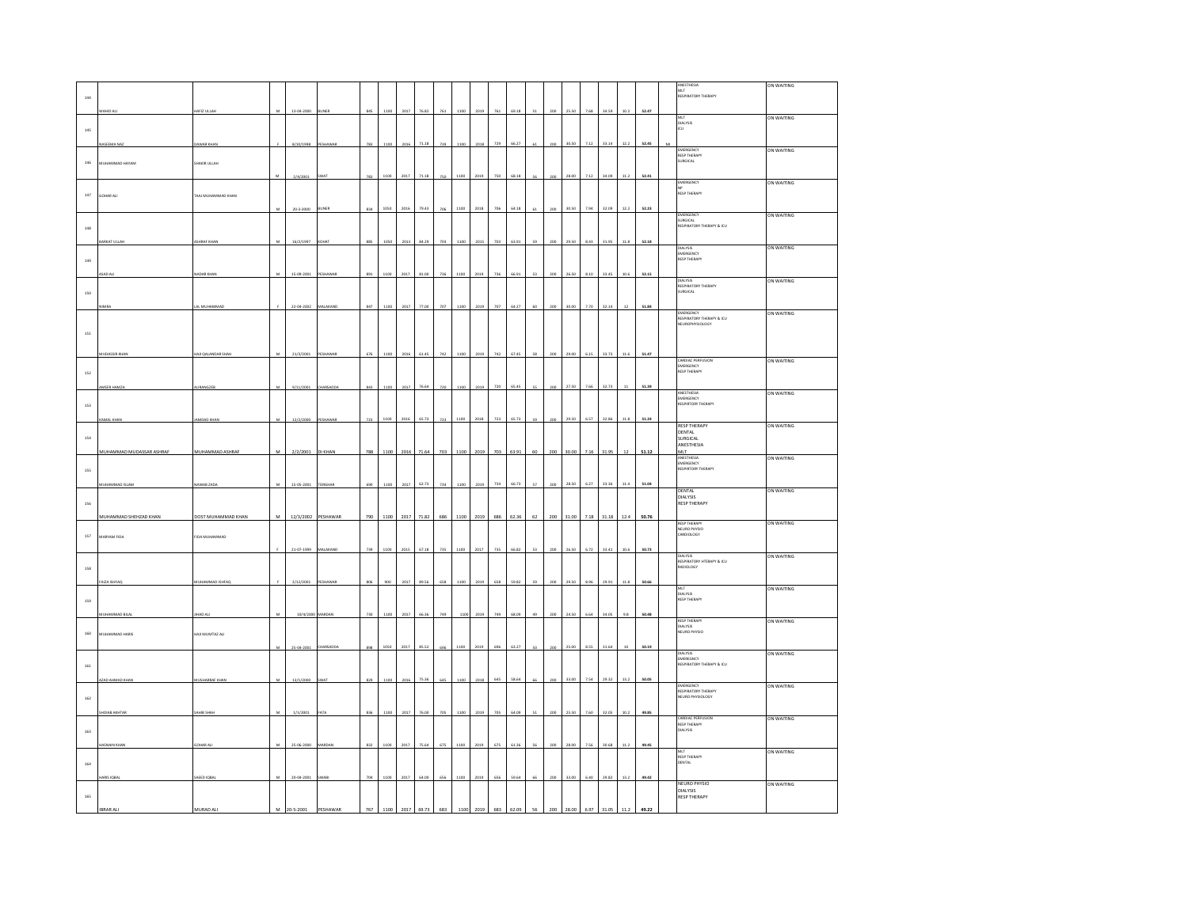| 144 | WAHID ALI | HAFIZ ULLAH | M | 13-04-2000 | BUNER | 845 | 1100 | 2017 | 76.82 | 761 | 1100 | 2019 | 761 | 69.18 | 51 | 200 | 25.50 | 7.68 | 34.59 | 10.2 | 52.47 | | ANESTHESIA<br>MLT<br>RESPIRATORY THERAPY | ON WAITING |
|---|---|---|---|---|---|---|---|---|---|---|---|---|---|---|---|---|---|---|---|---|---|---|---|---|
| 145 | NASEEMA NAZ | DAWAR KHAN | F | 8/10/1998 | PESHAWAR | 783 | 1100 | 2016 | 71.18 | 729 | 1100 | 2018 | 729 | 66.27 | 61 | 200 | 30.50 | 7.12 | 33.14 | 12.2 | 52.45 | MI | MLT<br>DIALYSIS<br>ICU | ON WAITING |
| 146 | MUHAMMAD HAYAM | SHAKIR ULLAH | M | 2/4/2001 | SWAT | 783 | 1100 | 2017 | 71.18 | 750 | 1100 | 2019 | 750 | 68.18 | 56 | 200 | 28.00 | 7.12 | 34.09 | 11.2 | 52.41 | | EMERGENCY<br>RESP THERAPY<br>SURGICAL | ON WAITING |
| 147 | GOHAR ALI | TAJ MUHAMMAD KHAN | M | 20-3-2000 | BUNER | 834 | 1050 | 2016 | 79.43 | 706 | 1100 | 2018 | 706 | 64.18 | 61 | 200 | 30.50 | 7.94 | 32.09 | 12.2 | 52.23 | | EMERGENCY<br>NP<br>RESP THERAPY | ON WAITING |
| 148 | BARKAT ULLAH | ASHRAF KHAN | M | 16/2/1997 | KOHAT | 885 | 1050 | 2013 | 84.29 | 703 | 1100 | 2015 | 703 | 63.91 | 59 | 200 | 29.50 | 8.43 | 31.95 | 11.8 | 52.18 | | EMERGENCY<br>SURGICAL<br>RESPIRATORY THERAPY & ICU | ON WAITING |
| 149 | ASAD ALI | NADAR KHAN | M | 15-09-2001 | PESHAWAR | 891 | 1100 | 2017 | 81.00 | 736 | 1100 | 2019 | 736 | 66.91 | 53 | 200 | 26.50 | 8.10 | 33.45 | 10.6 | 52.15 | | DIALYSIS<br>EMERGENCY<br>RESP THERAPY | ON WAITING |
| 150 | NIMRA | LAL MUHAMMAD | F | 22-09-2002 | MALAKAND | 847 | 1100 | 2017 | 77.00 | 707 | 1100 | 2019 | 707 | 64.27 | 60 | 200 | 30.00 | 7.70 | 32.14 | 12 | 51.84 | | DIALYSIS<br>RESPIRATORY THERAPY<br>SURGICAL | ON WAITING |
| 151 | MUDASSIR KHAN | HAJI QALANDAR SHAH | M | 21/2/2001 | PESHAWAR | 676 | 1100 | 2016 | 61.45 | 742 | 1100 | 2019 | 742 | 67.45 | 58 | 200 | 29.00 | 6.15 | 33.73 | 11.6 | 51.47 | | EMERGENCY<br>RESPIRATORY THERAPY & ICU<br>NEUROPHYSIOLOGY | ON WAITING |
| 152 | AMEER HAMZA | AURANGZEB | M | 9/11/2001 | CHARSADDA | 843 | 1100 | 2017 | 76.64 | 720 | 1100 | 2019 | 720 | 65.45 | 55 | 200 | 27.50 | 7.66 | 32.73 | 11 | 51.39 | | CARDIAC PERFUSION<br>EMERGENCY<br>RESP THERAPY | ON WAITING |
| 153 | KAMAL KHAN | JAMDAD KHAN | M | 12/2/2000 | PESHAWAR | 723 | 1100 | 2016 | 65.73 | 723 | 1100 | 2018 | 723 | 65.73 | 59 | 200 | 29.50 | 6.57 | 32.86 | 11.8 | 51.24 | | ANESTHESIA<br>EMERGENCY<br>RESPIRTORY THERAPY | ON WAITING |
| 154 | MUHAMMAD MUDASSAR ASHRAF | MUHAMMAD ASHRAF | M | 2/2/2001 | DI KHAN | 788 | 1100 | 2016 | 71.64 | 703 | 1100 | 2019 | 703 | 63.91 | 60 | 200 | 30.00 | 7.16 | 31.95 | 12 | 51.12 | | RESP THERAPY<br>DENTAL<br>SURGICAL<br>ANESTHESIA<br>MLT | ON WAITING |
| 155 | MUHAMMAD ISLAM | NAWAB ZADA | M | 15-05-2001 | TORGHAR | 690 | 1100 | 2017 | 62.73 | 734 | 1100 | 2019 | 734 | 66.73 | 57 | 200 | 28.50 | 6.27 | 33.36 | 11.4 | 51.04 | | ANESTHESIA<br>EMERGENCY<br>RESPIRTORY THERAPY | ON WAITING |
| 156 | MUHAMMAD SHEHZAD KHAN | DOST MUHAMMAD KHAN | M | 12/3/2002 | PESHAWAR | 790 | 1100 | 2017 | 71.82 | 686 | 1100 | 2019 | 686 | 62.36 | 62 | 200 | 31.00 | 7.18 | 31.18 | 12.4 | 50.76 | | DENTAL<br>DIALYSIS<br>RESP THERAPY | ON WAITING |
| 157 | MARYAM FIDA | FIDA MUHAMMAD | F | 21-07-1999 | MALAKAND | 739 | 1100 | 2015 | 67.18 | 735 | 1100 | 2017 | 735 | 66.82 | 53 | 200 | 26.50 | 6.72 | 33.41 | 10.6 | 50.73 | | RESP THERAPY<br>NEURO PHYSIO<br>CARDIOLOGY | ON WAITING |
| 158 | FAIZA ISHFAQ | MUHAMMAD ISHFAQ | F | 2/12/2001 | PESHAWAR | 806 | 900 | 2017 | 89.56 | 658 | 1100 | 2019 | 658 | 59.82 | 59 | 200 | 29.50 | 8.96 | 29.91 | 11.8 | 50.66 | | DIALYSIS<br>RESPIRATORY HTERAPY & ICU<br>RADIOLOGY | ON WAITING |
| 159 | MUHAMMAD BILAL | JIHAD ALI | M | 10/4/2000 | MARDAN | 730 | 1100 | 2017 | 66.36 | 749 | 1100 | 2019 | 749 | 68.09 | 49 | 200 | 24.50 | 6.64 | 34.05 | 9.8 | 50.48 | | MLT<br>DIALYSIS<br>RESP THERAPY | ON WAITING |
| 160 | MUHAMMAD HARIS | HAJI MUMTAZ ALI | M | 25-04-2001 | CHARSADDA | 898 | 1050 | 2017 | 85.52 | 696 | 1100 | 2019 | 696 | 63.27 | 50 | 200 | 25.00 | 8.55 | 31.64 | 10 | 50.19 | | RESP THERAPY<br>DIALYSIS<br>NEURO PHYSIO | ON WAITING |
| 161 | AZAD AHMAD KHAN | MUSHARRAF KHAN | M | 13/1/2000 | SWAT | 829 | 1100 | 2016 | 75.36 | 645 | 1100 | 2018 | 645 | 58.64 | 66 | 200 | 33.00 | 7.54 | 29.32 | 13.2 | 50.05 | | DIALYSIS<br>EMERGENCY<br>RESPIRATORY THERAPY & ICU | ON WAITING |
| 162 | SHOAIB AKHTAR | SAHIB SHAH | M | 1/1/2001 | FATA | 836 | 1100 | 2017 | 76.00 | 705 | 1100 | 2019 | 705 | 64.09 | 51 | 200 | 25.50 | 7.60 | 32.05 | 10.2 | 49.85 | | EMERGENCY<br>RESPIRATORY THERAPY<br>NEURO PHYSIOLOGY | ON WAITING |
| 163 | HASNAIN KHAN | GOHAR ALI | M | 25-06-2000 | MARDAN | 832 | 1100 | 2017 | 75.64 | 675 | 1100 | 2019 | 675 | 61.36 | 56 | 200 | 28.00 | 7.56 | 30.68 | 11.2 | 49.45 | | CARDIAC PERFUSION<br>RESP THERAPY<br>DIALYSIS | ON WAITING |
| 164 | HARIS IQBAL | SAEED IQBAL | M | 20-04-2001 | SWABI | 704 | 1100 | 2017 | 64.00 | 656 | 1100 | 2019 | 656 | 59.64 | 66 | 200 | 33.00 | 6.40 | 29.82 | 13.2 | 49.42 | | MLT<br>RESP THERAPY<br>DENTAL | ON WAITING |
| 165 | IBRAR ALI | MURAD ALI | M | 20-5-2001 | PESHAWAR | 767 | 1100 | 2017 | 69.73 | 683 | 1100 | 2019 | 683 | 62.09 | 56 | 200 | 28.00 | 6.97 | 31.05 | 11.2 | 49.22 | | NEURO PHYSIO<br>DIALYSIS<br>RESP THERAPY | ON WAITING |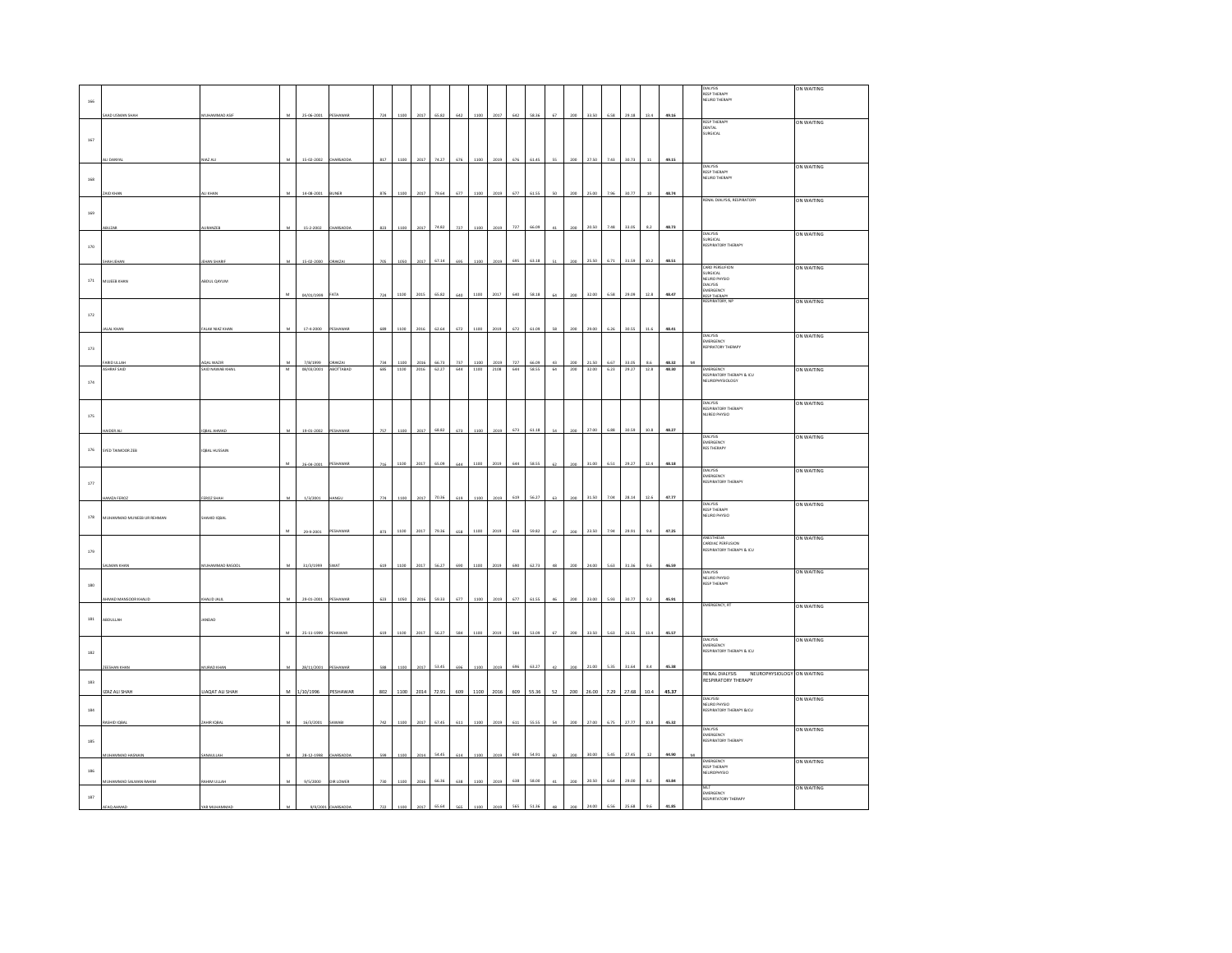| | | | | | | | | | | | | | | | | | | | | | | | | | | |
|---|---|---|---|---|---|---|---|---|---|---|---|---|---|---|---|---|---|---|---|---|---|---|---|---|---|---|
| 166 | SAAD USMAN SHAH | MUHAMMAD ASIF | M | 25-06-2001 | PESHAWAR | 724 | 1100 | 2017 | 65.82 | 642 | 1100 | 2017 | 642 | 58.36 | 67 | 200 | 33.50 | 6.58 | 29.18 | 13.4 | 49.16 | | | DIALYSIS RESP THERAPY NEURO THERAPY | ON WAITING |
| 167 | ALI DANIYAL | NIAZ ALI | M | 15-02-2002 | CHARSADDA | 817 | 1100 | 2017 | 74.27 | 676 | 1100 | 2019 | 676 | 61.45 | 55 | 200 | 27.50 | 7.43 | 30.73 | 11 | 49.15 | | | RESP THERAPY DENTAL SURGICAL | ON WAITING |
| 168 | ZAID KHAN | ALI KHAN | M | 14-08-2001 | BUNER | 876 | 1100 | 2017 | 79.64 | 677 | 1100 | 2019 | 677 | 61.55 | 50 | 200 | 25.00 | 7.96 | 30.77 | 10 | 48.74 | | | DIALYSIS RESP THERAPY NEURO THERAPY | ON WAITING |
| 169 | ABUZAR | AURANZEB | M | 15-2-2002 | CHARSADDA | 823 | 1100 | 2017 | 74.82 | 727 | 1100 | 2019 | 727 | 66.09 | 41 | 200 | 20.50 | 7.48 | 33.05 | 8.2 | 48.73 | | | RENAL DIALYSIS, RESPIRATORY | ON WAITING |
| 170 | SHAH JEHAN | JEHAN SHARIF | M | 15-02-2000 | ORAKZAI | 705 | 1050 | 2017 | 67.14 | 695 | 1100 | 2019 | 695 | 63.18 | 51 | 200 | 25.50 | 6.71 | 31.59 | 10.2 | 48.51 | | | DIALYSIS SURGICAL RESPIRATORY THERAPY | ON WAITING |
| 171 | MUJEEB KHAN | ABDUL QAYUM | M | 04/01/1998 | FATA | 724 | 1100 | 2015 | 65.82 | 640 | 1100 | 2017 | 640 | 58.18 | 64 | 200 | 32.00 | 6.58 | 29.09 | 12.8 | 48.47 | | | CARD PERFUSION SURGICAL NEURO PHYSIO DIALYSIS EMERGENCY RESP THERAPY | ON WAITING |
| 172 | JALAL KHAN | FALAK NIAZ KHAN | M | 17-4-2000 | PESHAWAR | 689 | 1100 | 2016 | 62.64 | 672 | 1100 | 2019 | 672 | 61.09 | 58 | 200 | 29.00 | 6.26 | 30.55 | 11.6 | 48.41 | | | RESPIRATORY, NP | ON WAITING |
| 173 | FARID ULLAH | AQAL WAZIR | M | 7/8/1999 | ORAKZAI | 734 | 1100 | 2016 | 66.73 | 727 | 1100 | 2019 | 727 | 66.09 | 43 | 200 | 21.50 | 6.67 | 33.05 | 8.6 | 48.32 | MI | | DIALYSIS EMERGENCY REPIRATORY THERAPY | ON WAITING |
| 174 | ASHRAF SAID | SAID NAWAB KHAN | M | 08/03/2001 | ABOTTABAD | 685 | 1100 | 2016 | 62.27 | 644 | 1100 | 2108 | 644 | 58.55 | 64 | 200 | 32.00 | 6.23 | 29.27 | 12.8 | 48.30 | | | EMERGENCY RESPIRATORY THERAPY & ICU NEUROPHYSIOLOGY | ON WAITING |
| 175 | HAIDER ALI | IQBAL AHMAD | M | 19-01-2002 | PESHAWAR | 757 | 1100 | 2017 | 68.82 | 673 | 1100 | 2019 | 673 | 61.18 | 54 | 200 | 27.00 | 6.88 | 30.59 | 10.8 | 48.27 | | | DIALYSIS RESPIRATORY THERAPY NUREO PHYSIO | ON WAITING |
| 176 | SYED TAIMOOR ZEB | IQBAL HUSSAIN | M | 26-04-2001 | PESHAWAR | 716 | 1100 | 2017 | 65.09 | 644 | 1100 | 2019 | 644 | 58.55 | 62 | 200 | 31.00 | 6.51 | 29.27 | 12.4 | 48.18 | | | DIALYSIS EMERGENCY RES THERAPY | ON WAITING |
| 177 | HAMZA FEROZ | FEROZ SHAH | M | 1/3/2001 | HANGU | 774 | 1100 | 2017 | 70.36 | 619 | 1100 | 2019 | 619 | 56.27 | 63 | 200 | 31.50 | 7.04 | 28.14 | 12.6 | 47.77 | | | DIALYSIS EMERGENCY RESPIRATORY THERAPY | ON WAITING |
| 178 | MUHAMMAD MUNEEB UR REHMAN | SHAHID IQBAL | M | 29-9-2001 | PESHAWAR | 873 | 1100 | 2017 | 79.36 | 658 | 1100 | 2019 | 658 | 59.82 | 47 | 200 | 23.50 | 7.94 | 29.91 | 9.4 | 47.25 | | | DIALYSIS RESP THERAPY NEURO PHYSIO | ON WAITING |
| 179 | SALMAN KHAN | MUHAMMAD RASOOL | M | 31/3/1999 | SWAT | 619 | 1100 | 2017 | 56.27 | 690 | 1100 | 2019 | 690 | 62.73 | 48 | 200 | 24.00 | 5.63 | 31.36 | 9.6 | 46.59 | | | ANESTHESIA CARDIAC PERFUSION RESPIRATORY THERAPY & ICU | ON WAITING |
| 180 | AHMAD MANSOOR KHALID | KHALID JALIL | M | 29-01-2001 | PESHAWAR | 623 | 1050 | 2016 | 59.33 | 677 | 1100 | 2019 | 677 | 61.55 | 46 | 200 | 23.00 | 5.93 | 30.77 | 9.2 | 45.91 | | | DIALYSIS NEURO PHYSIO RESP THERAPY | ON WAITING |
| 181 | ABDULLAH | JANDAD | M | 25-11-1999 | PEHAWAR | 619 | 1100 | 2017 | 56.27 | 584 | 1100 | 2019 | 584 | 53.09 | 67 | 200 | 33.50 | 5.63 | 26.55 | 13.4 | 45.57 | | | EMERGENCY, RT | ON WAITING |
| 182 | ZEESHAN KHAN | MURAD KHAN | M | 28/11/2001 | PESHAWAR | 588 | 1100 | 2017 | 53.45 | 696 | 1100 | 2019 | 696 | 63.27 | 42 | 200 | 21.00 | 5.35 | 31.64 | 8.4 | 45.38 | | | DIALYSIS EMERGENCY RESPIRATORY THERAPY & ICU | ON WAITING |
| 183 | IZAZ ALI SHAH | LIAQAT ALI SHAH | M | 1/10/1996 | PESHAWAR | 802 | 1100 | 2014 | 72.91 | 609 | 1100 | 2016 | 609 | 55.36 | 52 | 200 | 26.00 | 7.29 | 27.68 | 10.4 | 45.37 | | | RENAL DIALYSIS NEUROPHYSIOLOGY RESPIRATORY THERAPY | ON WAITING |
| 184 | RASHID IQBAL | ZAHIR IQBAL | M | 16/3/2001 | SAWABI | 742 | 1100 | 2017 | 67.45 | 611 | 1100 | 2019 | 611 | 55.55 | 54 | 200 | 27.00 | 6.75 | 27.77 | 10.8 | 45.32 | | | DIALYSIS NEURO PHYSIO RESPIRATORY THERAPY &ICU | ON WAITING |
| 185 | MUHAMMAD HASNAIN | SANAULLAH | M | 28-12-1998 | CHARSADDA | 599 | 1100 | 2014 | 54.45 | 604 | 1100 | 2019 | 604 | 54.91 | 60 | 200 | 30.00 | 5.45 | 27.45 | 12 | 44.90 | MI | | DIALYSIS EMERGENCY RESPIRATORY THERAPY | ON WAITING |
| 186 | MUHAMMAD SALMAN RAHIM | RAHIM ULLAH | M | 9/5/2000 | DIR LOWER | 730 | 1100 | 2016 | 66.36 | 638 | 1100 | 2019 | 638 | 58.00 | 41 | 200 | 20.50 | 6.64 | 29.00 | 8.2 | 43.84 | | | EMERGENCY RESP THERAPY NEUROPHYSIO | ON WAITING |
| 187 | AFAQ AHMAD | YAR MUHAMMAD | M | 8/8/2001 | CHARSADDA | 722 | 1100 | 2017 | 65.64 | 565 | 1100 | 2019 | 565 | 51.36 | 48 | 200 | 24.00 | 6.56 | 25.68 | 9.6 | 41.85 | | | MLT EMERGENCY RESPIRTATORY THERAPY | ON WAITING |